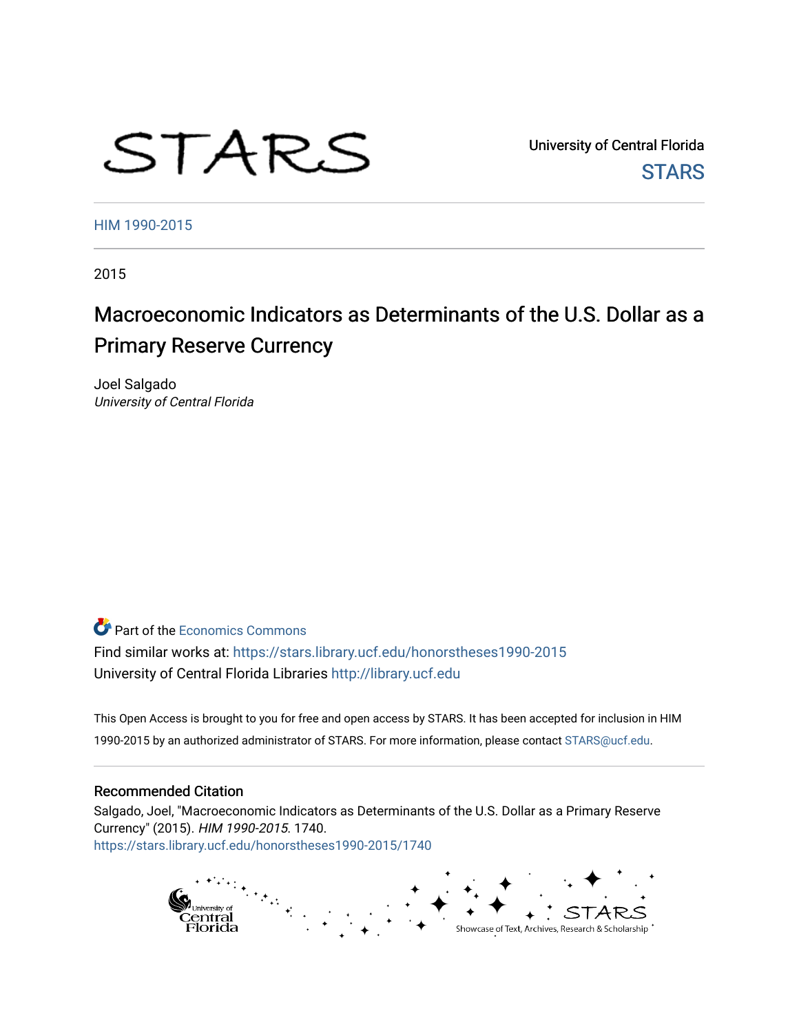STARS

University of Central Florida
STARS

HIM 1990-2015

2015

# Macroeconomic Indicators as Determinants of the U.S. Dollar as a Primary Reserve Currency

Joel Salgado
*University of Central Florida*

Part of the Economics Commons

Find similar works at: https://stars.library.ucf.edu/honorstheses1990-2015

University of Central Florida Libraries http://library.ucf.edu

This Open Access is brought to you for free and open access by STARS. It has been accepted for inclusion in HIM 1990-2015 by an authorized administrator of STARS. For more information, please contact STARS@ucf.edu.

## Recommended Citation

Salgado, Joel, "Macroeconomic Indicators as Determinants of the U.S. Dollar as a Primary Reserve Currency" (2015). *HIM 1990-2015*. 1740.
https://stars.library.ucf.edu/honorstheses1990-2015/1740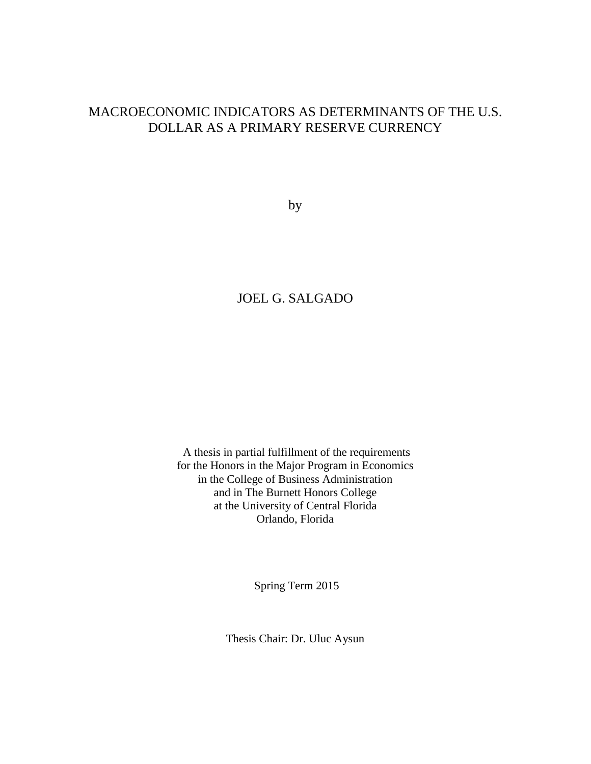# MACROECONOMIC INDICATORS AS DETERMINANTS OF THE U.S. DOLLAR AS A PRIMARY RESERVE CURRENCY

by

JOEL G. SALGADO

A thesis in partial fulfillment of the requirements
for the Honors in the Major Program in Economics
in the College of Business Administration
and in The Burnett Honors College
at the University of Central Florida
Orlando, Florida

Spring Term 2015

Thesis Chair: Dr. Uluc Aysun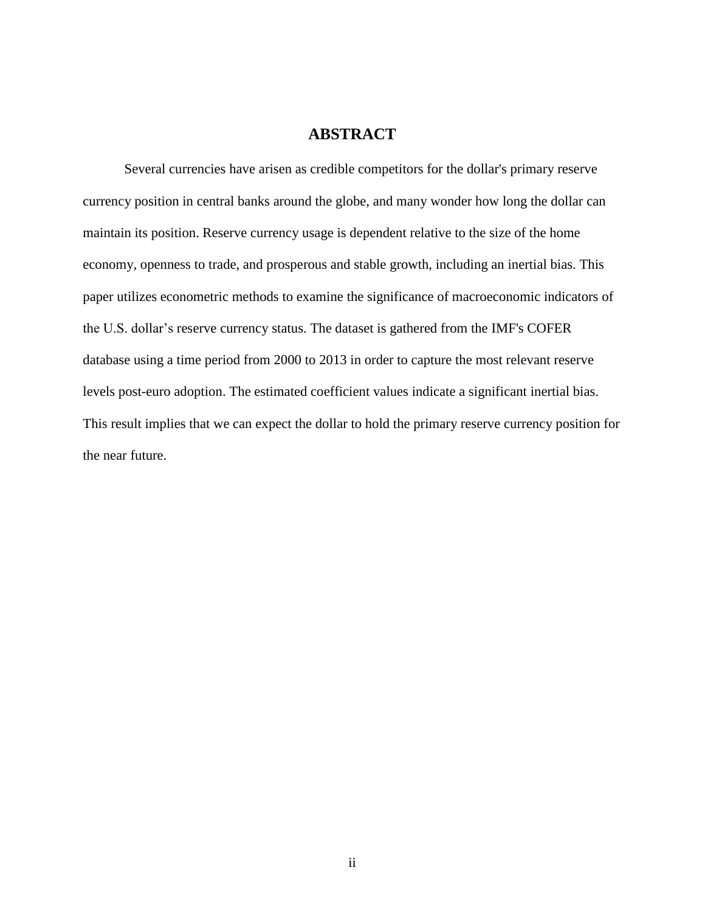# ABSTRACT

Several currencies have arisen as credible competitors for the dollar's primary reserve currency position in central banks around the globe, and many wonder how long the dollar can maintain its position. Reserve currency usage is dependent relative to the size of the home economy, openness to trade, and prosperous and stable growth, including an inertial bias. This paper utilizes econometric methods to examine the significance of macroeconomic indicators of the U.S. dollar's reserve currency status. The dataset is gathered from the IMF's COFER database using a time period from 2000 to 2013 in order to capture the most relevant reserve levels post-euro adoption. The estimated coefficient values indicate a significant inertial bias. This result implies that we can expect the dollar to hold the primary reserve currency position for the near future.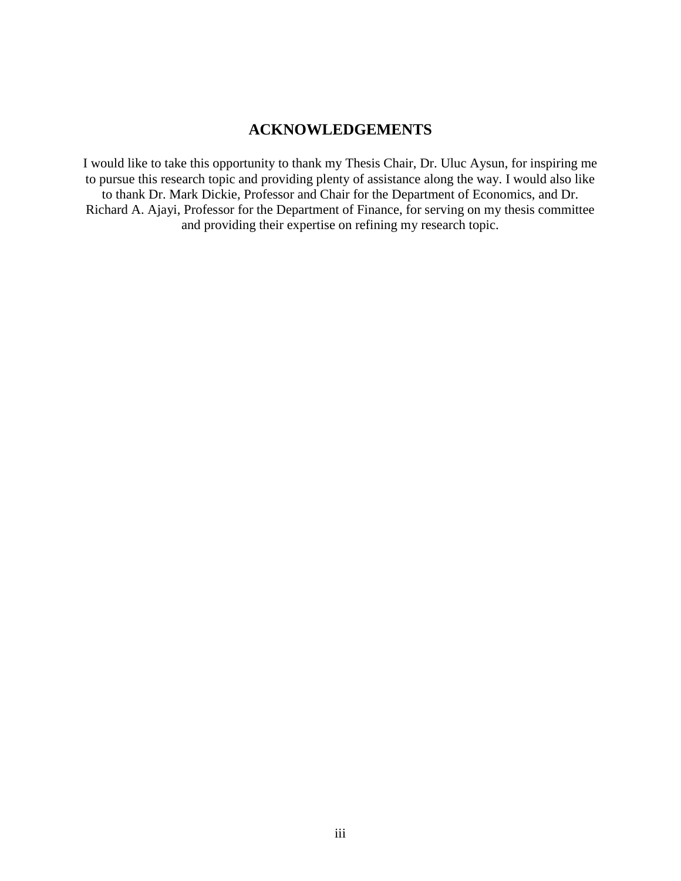## ACKNOWLEDGEMENTS

I would like to take this opportunity to thank my Thesis Chair, Dr. Uluc Aysun, for inspiring me to pursue this research topic and providing plenty of assistance along the way. I would also like to thank Dr. Mark Dickie, Professor and Chair for the Department of Economics, and Dr. Richard A. Ajayi, Professor for the Department of Finance, for serving on my thesis committee and providing their expertise on refining my research topic.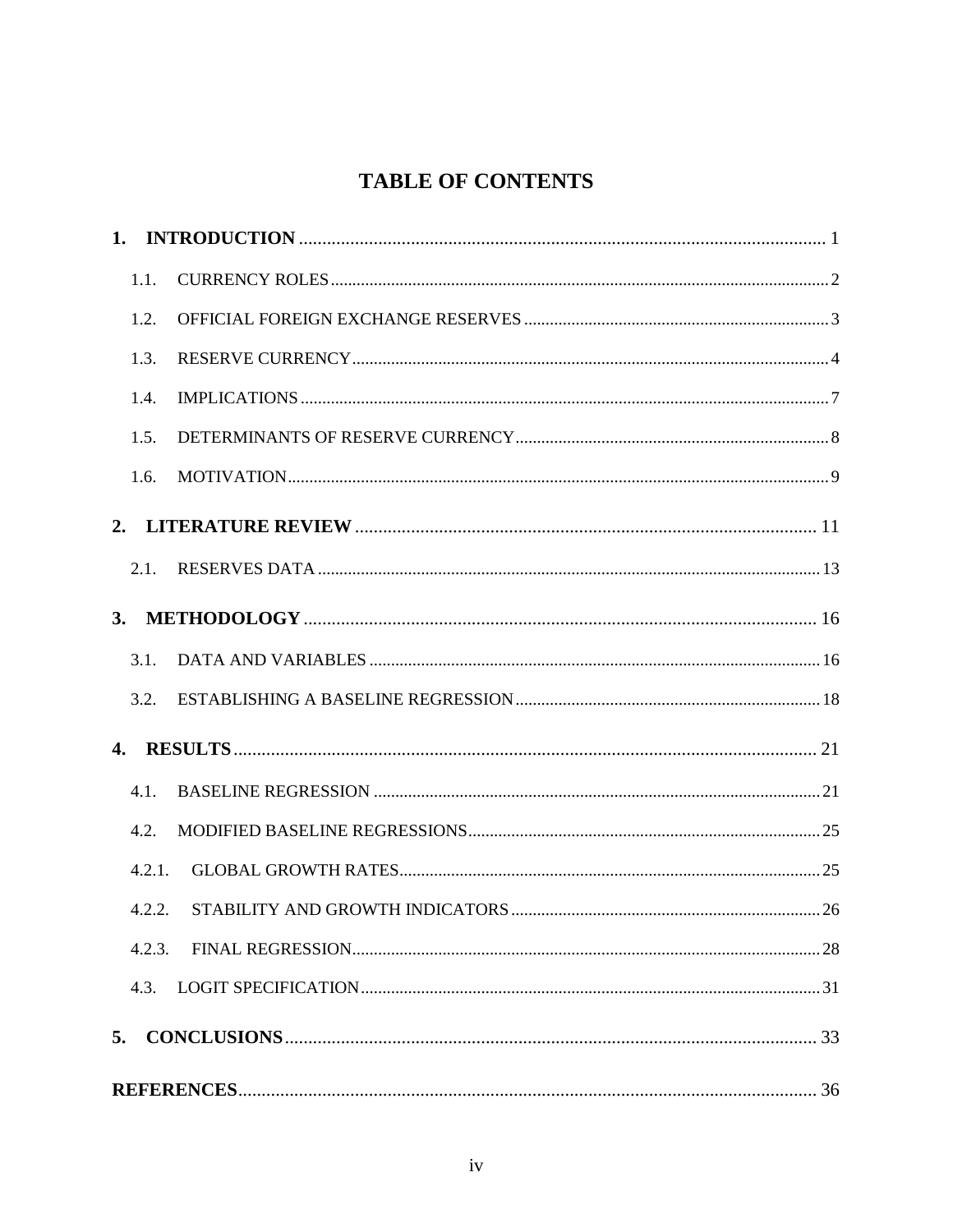# TABLE OF CONTENTS

**1. INTRODUCTION** ........................................................................................................... 1

- 1.1. CURRENCY ROLES ........................................................................................................... 2
- 1.2. OFFICIAL FOREIGN EXCHANGE RESERVES ........................................................................... 3
- 1.3. RESERVE CURRENCY ........................................................................................................ 4
- 1.4. IMPLICATIONS ................................................................................................................. 7
- 1.5. DETERMINANTS OF RESERVE CURRENCY ............................................................................. 8
- 1.6. MOTIVATION .................................................................................................................... 9

**2. LITERATURE REVIEW** ................................................................................................... 11

- 2.1. RESERVES DATA ............................................................................................................... 13

**3. METHODOLOGY** ............................................................................................................ 16

- 3.1. DATA AND VARIABLES ...................................................................................................... 16
- 3.2. ESTABLISHING A BASELINE REGRESSION ............................................................................ 18

**4. RESULTS** ........................................................................................................................ 21

- 4.1. BASELINE REGRESSION ..................................................................................................... 21
- 4.2. MODIFIED BASELINE REGRESSIONS ..................................................................................... 25
- 4.2.1. GLOBAL GROWTH RATES ................................................................................................ 25
- 4.2.2. STABILITY AND GROWTH INDICATORS ............................................................................. 26
- 4.2.3. FINAL REGRESSION ........................................................................................................ 28
- 4.3. LOGIT SPECIFICATION ....................................................................................................... 31

**5. CONCLUSIONS** ................................................................................................................ 33

**REFERENCES** ...................................................................................................................... 36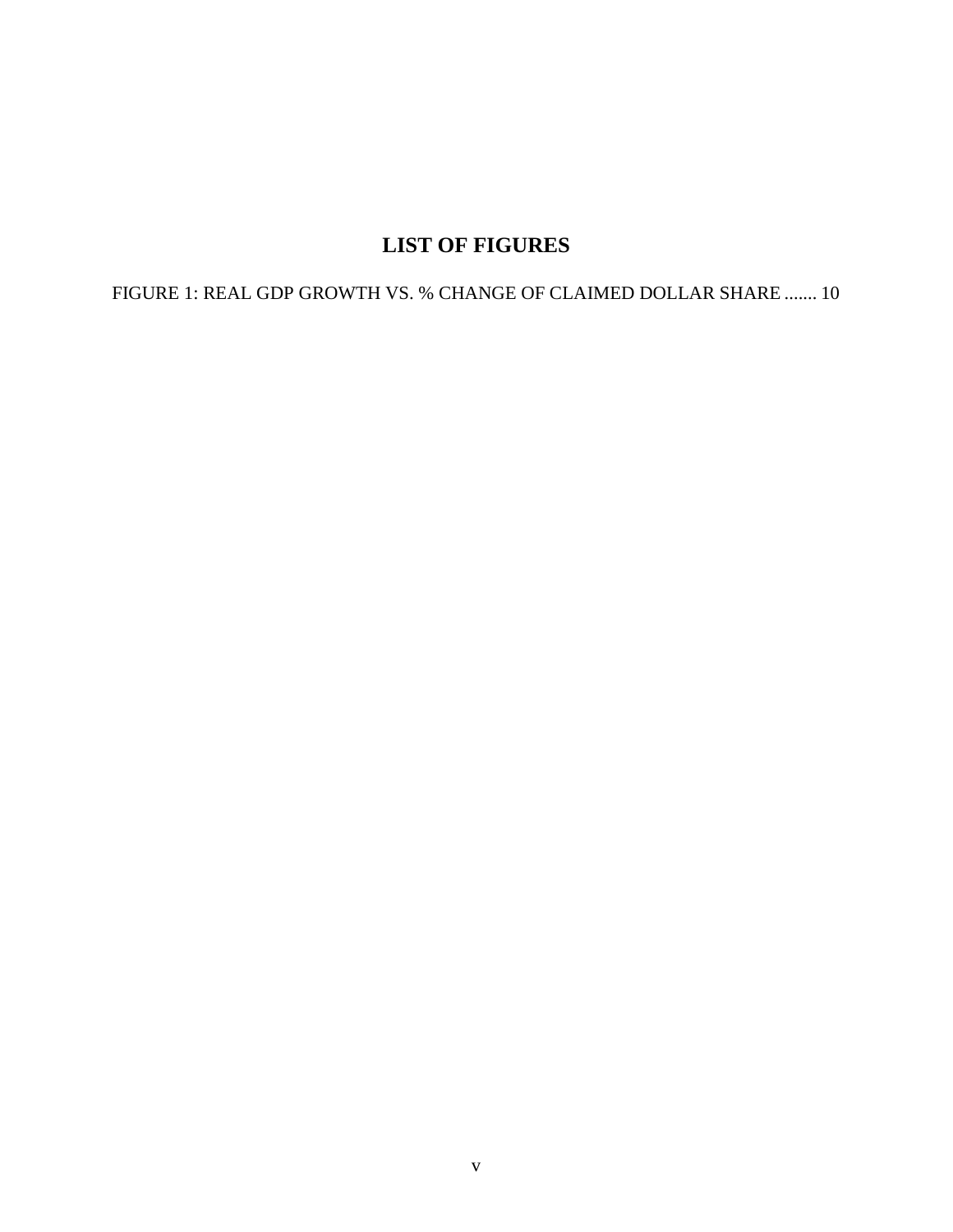# LIST OF FIGURES

FIGURE 1: REAL GDP GROWTH VS. % CHANGE OF CLAIMED DOLLAR SHARE ....... 10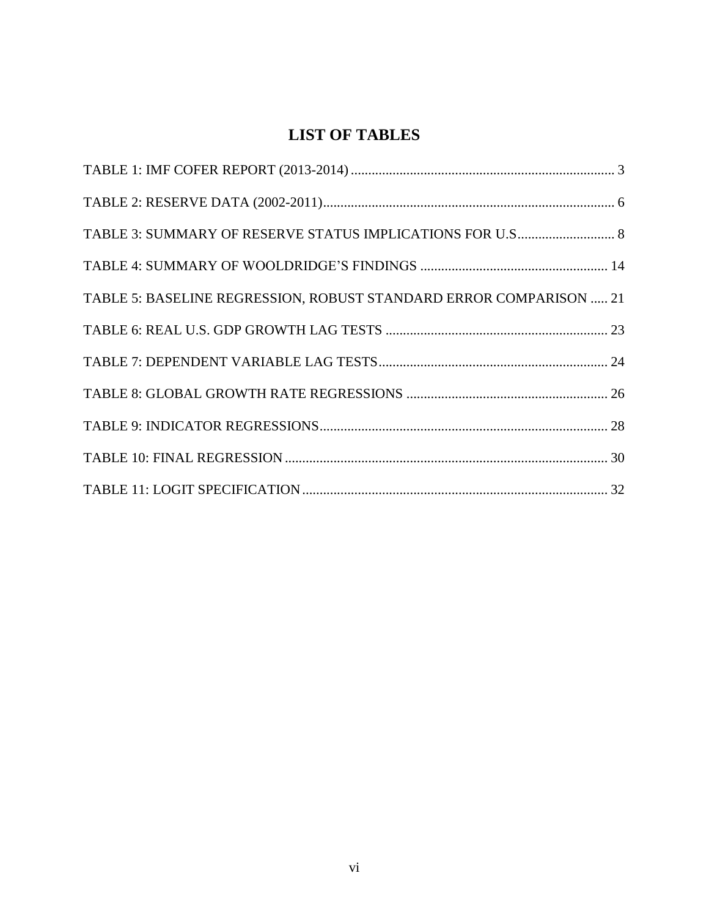# LIST OF TABLES

TABLE 1: IMF COFER REPORT (2013-2014) ........................................................................... 3

TABLE 2: RESERVE DATA (2002-2011)................................................................................... 6

TABLE 3: SUMMARY OF RESERVE STATUS IMPLICATIONS FOR U.S............................ 8

TABLE 4: SUMMARY OF WOOLDRIDGE'S FINDINGS ..................................................... 14

TABLE 5: BASELINE REGRESSION, ROBUST STANDARD ERROR COMPARISON ..... 21

TABLE 6: REAL U.S. GDP GROWTH LAG TESTS ................................................................ 23

TABLE 7: DEPENDENT VARIABLE LAG TESTS.................................................................. 24

TABLE 8: GLOBAL GROWTH RATE REGRESSIONS .......................................................... 26

TABLE 9: INDICATOR REGRESSIONS.................................................................................. 28

TABLE 10: FINAL REGRESSION ............................................................................................ 30

TABLE 11: LOGIT SPECIFICATION....................................................................................... 32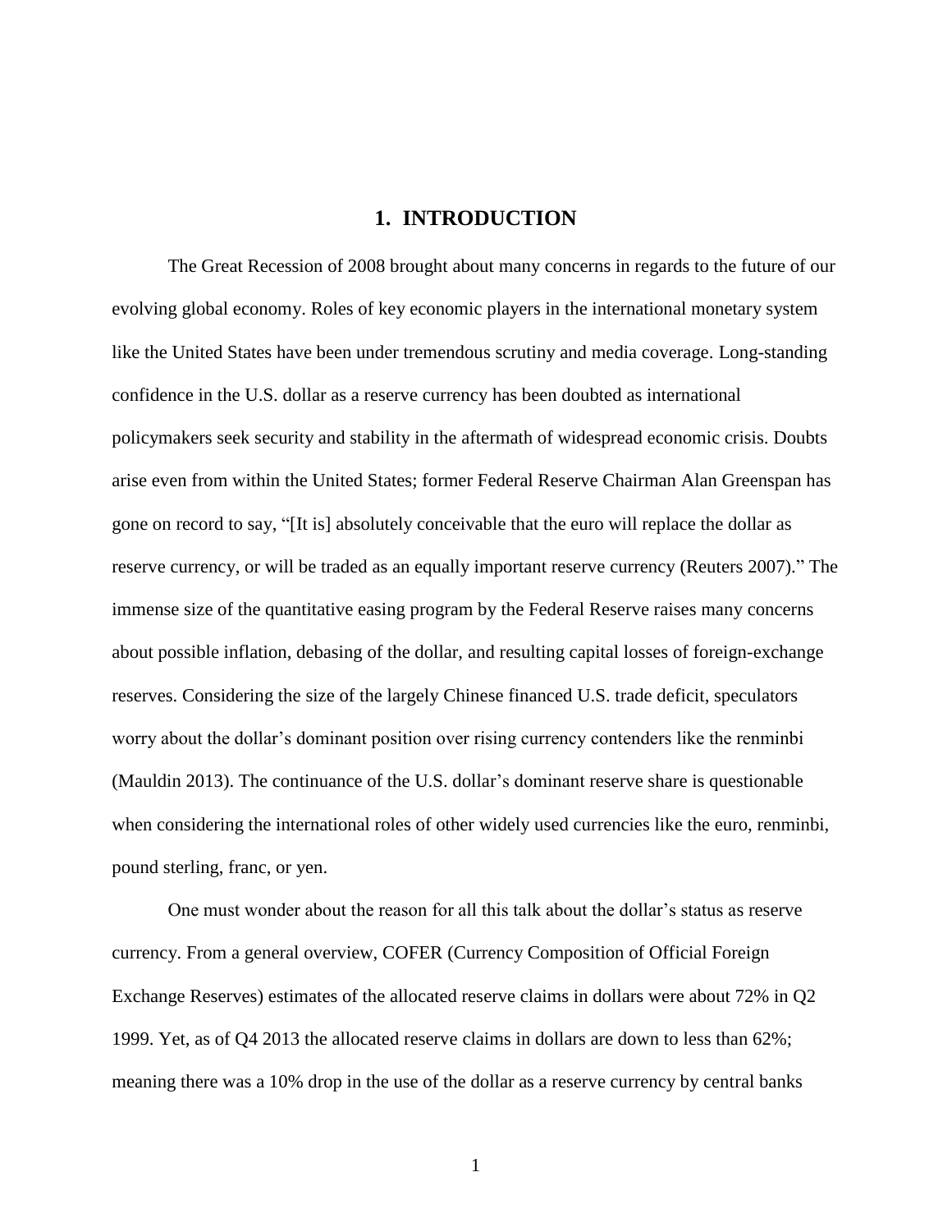# 1. INTRODUCTION

The Great Recession of 2008 brought about many concerns in regards to the future of our evolving global economy. Roles of key economic players in the international monetary system like the United States have been under tremendous scrutiny and media coverage. Long-standing confidence in the U.S. dollar as a reserve currency has been doubted as international policymakers seek security and stability in the aftermath of widespread economic crisis. Doubts arise even from within the United States; former Federal Reserve Chairman Alan Greenspan has gone on record to say, "[It is] absolutely conceivable that the euro will replace the dollar as reserve currency, or will be traded as an equally important reserve currency (Reuters 2007)." The immense size of the quantitative easing program by the Federal Reserve raises many concerns about possible inflation, debasing of the dollar, and resulting capital losses of foreign-exchange reserves. Considering the size of the largely Chinese financed U.S. trade deficit, speculators worry about the dollar's dominant position over rising currency contenders like the renminbi (Mauldin 2013). The continuance of the U.S. dollar's dominant reserve share is questionable when considering the international roles of other widely used currencies like the euro, renminbi, pound sterling, franc, or yen.

One must wonder about the reason for all this talk about the dollar's status as reserve currency. From a general overview, COFER (Currency Composition of Official Foreign Exchange Reserves) estimates of the allocated reserve claims in dollars were about 72% in Q2 1999. Yet, as of Q4 2013 the allocated reserve claims in dollars are down to less than 62%; meaning there was a 10% drop in the use of the dollar as a reserve currency by central banks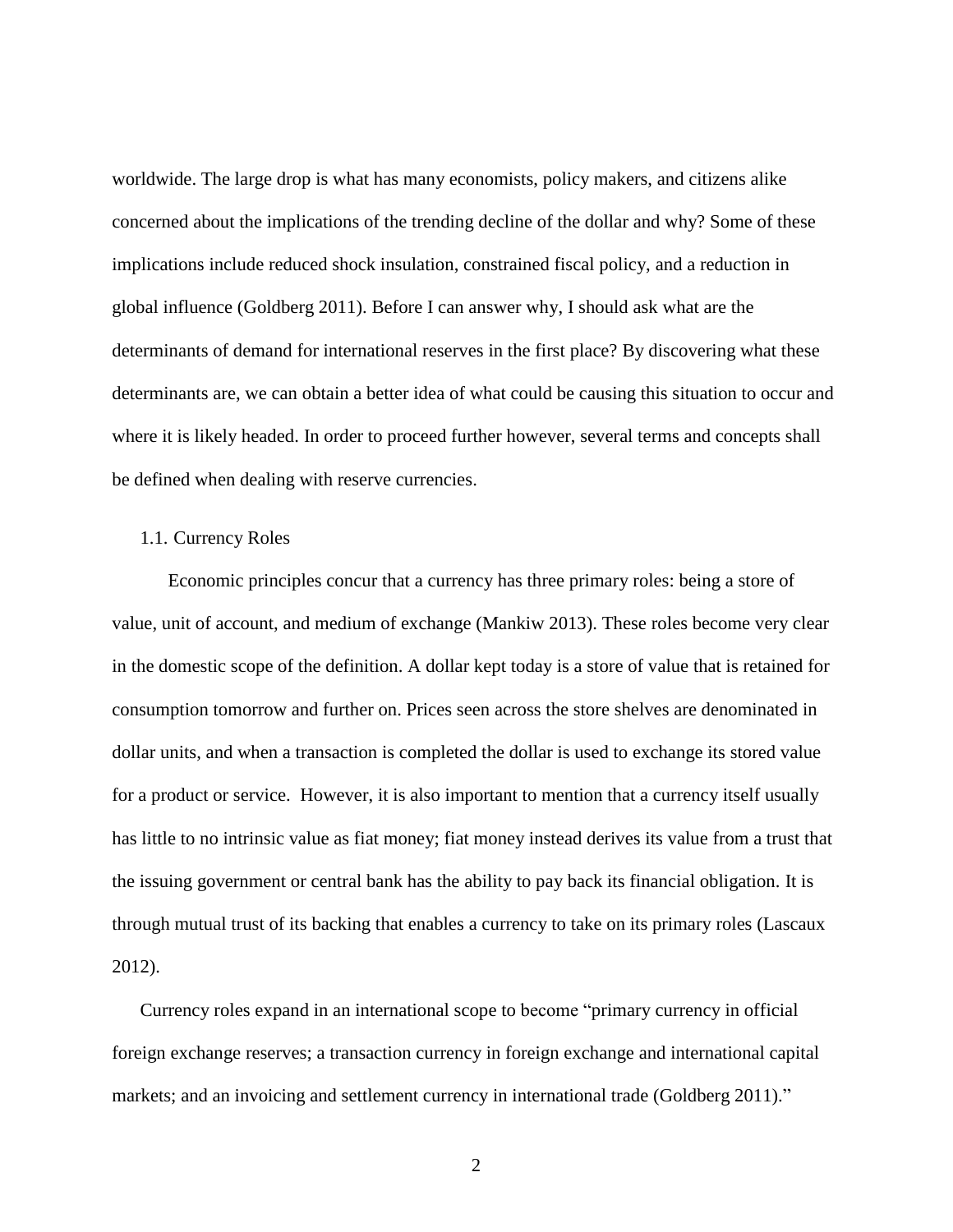worldwide. The large drop is what has many economists, policy makers, and citizens alike concerned about the implications of the trending decline of the dollar and why? Some of these implications include reduced shock insulation, constrained fiscal policy, and a reduction in global influence (Goldberg 2011). Before I can answer why, I should ask what are the determinants of demand for international reserves in the first place? By discovering what these determinants are, we can obtain a better idea of what could be causing this situation to occur and where it is likely headed. In order to proceed further however, several terms and concepts shall be defined when dealing with reserve currencies.

### 1.1. Currency Roles

Economic principles concur that a currency has three primary roles: being a store of value, unit of account, and medium of exchange (Mankiw 2013). These roles become very clear in the domestic scope of the definition. A dollar kept today is a store of value that is retained for consumption tomorrow and further on. Prices seen across the store shelves are denominated in dollar units, and when a transaction is completed the dollar is used to exchange its stored value for a product or service. However, it is also important to mention that a currency itself usually has little to no intrinsic value as fiat money; fiat money instead derives its value from a trust that the issuing government or central bank has the ability to pay back its financial obligation. It is through mutual trust of its backing that enables a currency to take on its primary roles (Lascaux 2012).

Currency roles expand in an international scope to become "primary currency in official foreign exchange reserves; a transaction currency in foreign exchange and international capital markets; and an invoicing and settlement currency in international trade (Goldberg 2011)."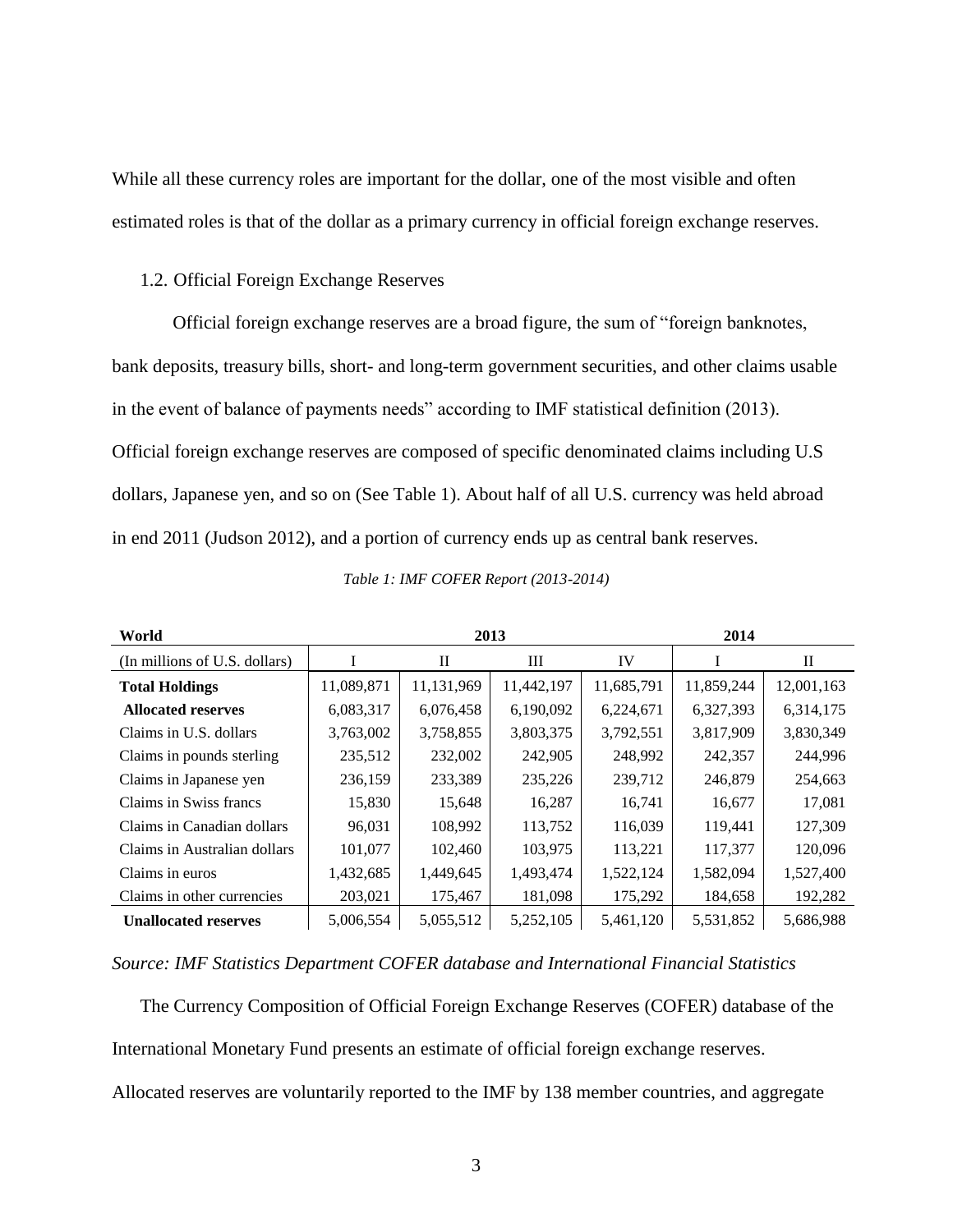While all these currency roles are important for the dollar, one of the most visible and often estimated roles is that of the dollar as a primary currency in official foreign exchange reserves.

### 1.2. Official Foreign Exchange Reserves

Official foreign exchange reserves are a broad figure, the sum of "foreign banknotes, bank deposits, treasury bills, short- and long-term government securities, and other claims usable in the event of balance of payments needs" according to IMF statistical definition (2013). Official foreign exchange reserves are composed of specific denominated claims including U.S dollars, Japanese yen, and so on (See Table 1). About half of all U.S. currency was held abroad in end 2011 (Judson 2012), and a portion of currency ends up as central bank reserves.

*Table 1: IMF COFER Report (2013-2014)*

| World | 2013 | | | | 2014 | |
|---|---|---|---|---|---|---|
| (In millions of U.S. dollars) | I | II | III | IV | I | II |
| **Total Holdings** | 11,089,871 | 11,131,969 | 11,442,197 | 11,685,791 | 11,859,244 | 12,001,163 |
| **Allocated reserves** | 6,083,317 | 6,076,458 | 6,190,092 | 6,224,671 | 6,327,393 | 6,314,175 |
| Claims in U.S. dollars | 3,763,002 | 3,758,855 | 3,803,375 | 3,792,551 | 3,817,909 | 3,830,349 |
| Claims in pounds sterling | 235,512 | 232,002 | 242,905 | 248,992 | 242,357 | 244,996 |
| Claims in Japanese yen | 236,159 | 233,389 | 235,226 | 239,712 | 246,879 | 254,663 |
| Claims in Swiss francs | 15,830 | 15,648 | 16,287 | 16,741 | 16,677 | 17,081 |
| Claims in Canadian dollars | 96,031 | 108,992 | 113,752 | 116,039 | 119,441 | 127,309 |
| Claims in Australian dollars | 101,077 | 102,460 | 103,975 | 113,221 | 117,377 | 120,096 |
| Claims in euros | 1,432,685 | 1,449,645 | 1,493,474 | 1,522,124 | 1,582,094 | 1,527,400 |
| Claims in other currencies | 203,021 | 175,467 | 181,098 | 175,292 | 184,658 | 192,282 |
| **Unallocated reserves** | 5,006,554 | 5,055,512 | 5,252,105 | 5,461,120 | 5,531,852 | 5,686,988 |

*Source: IMF Statistics Department COFER database and International Financial Statistics*

The Currency Composition of Official Foreign Exchange Reserves (COFER) database of the International Monetary Fund presents an estimate of official foreign exchange reserves. Allocated reserves are voluntarily reported to the IMF by 138 member countries, and aggregate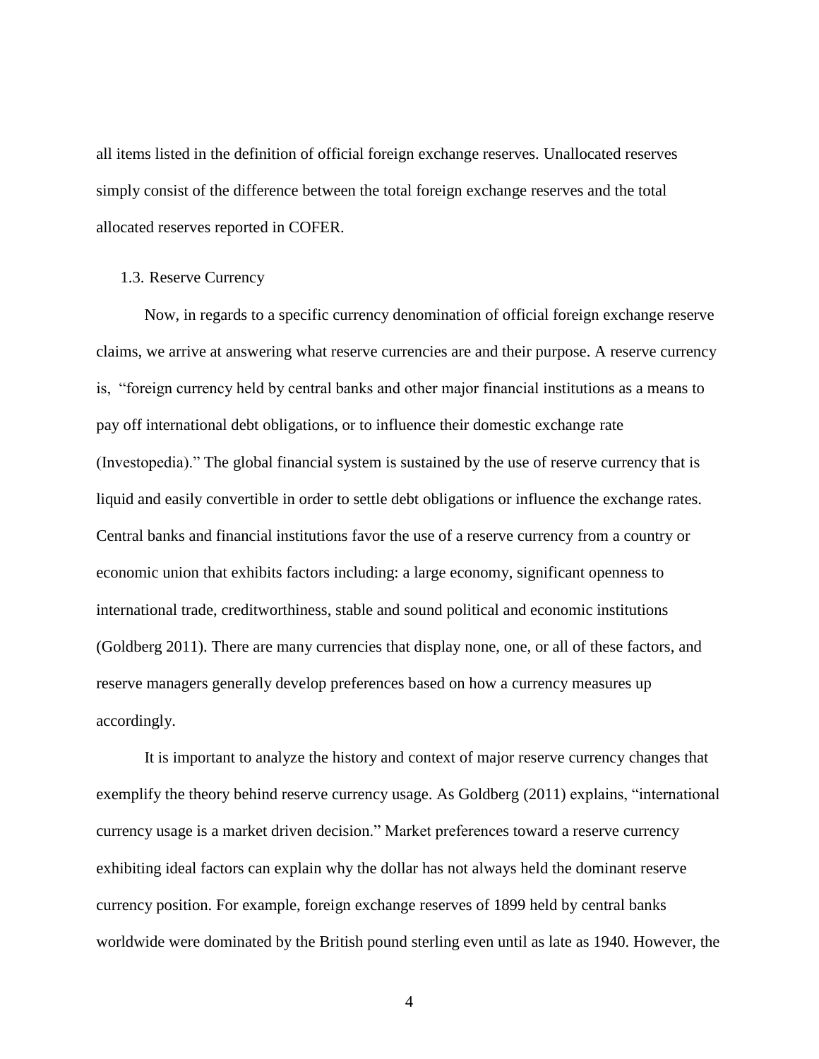all items listed in the definition of official foreign exchange reserves. Unallocated reserves simply consist of the difference between the total foreign exchange reserves and the total allocated reserves reported in COFER.

### 1.3. Reserve Currency

Now, in regards to a specific currency denomination of official foreign exchange reserve claims, we arrive at answering what reserve currencies are and their purpose. A reserve currency is, "foreign currency held by central banks and other major financial institutions as a means to pay off international debt obligations, or to influence their domestic exchange rate (Investopedia)." The global financial system is sustained by the use of reserve currency that is liquid and easily convertible in order to settle debt obligations or influence the exchange rates. Central banks and financial institutions favor the use of a reserve currency from a country or economic union that exhibits factors including: a large economy, significant openness to international trade, creditworthiness, stable and sound political and economic institutions (Goldberg 2011). There are many currencies that display none, one, or all of these factors, and reserve managers generally develop preferences based on how a currency measures up accordingly.

It is important to analyze the history and context of major reserve currency changes that exemplify the theory behind reserve currency usage. As Goldberg (2011) explains, "international currency usage is a market driven decision." Market preferences toward a reserve currency exhibiting ideal factors can explain why the dollar has not always held the dominant reserve currency position. For example, foreign exchange reserves of 1899 held by central banks worldwide were dominated by the British pound sterling even until as late as 1940. However, the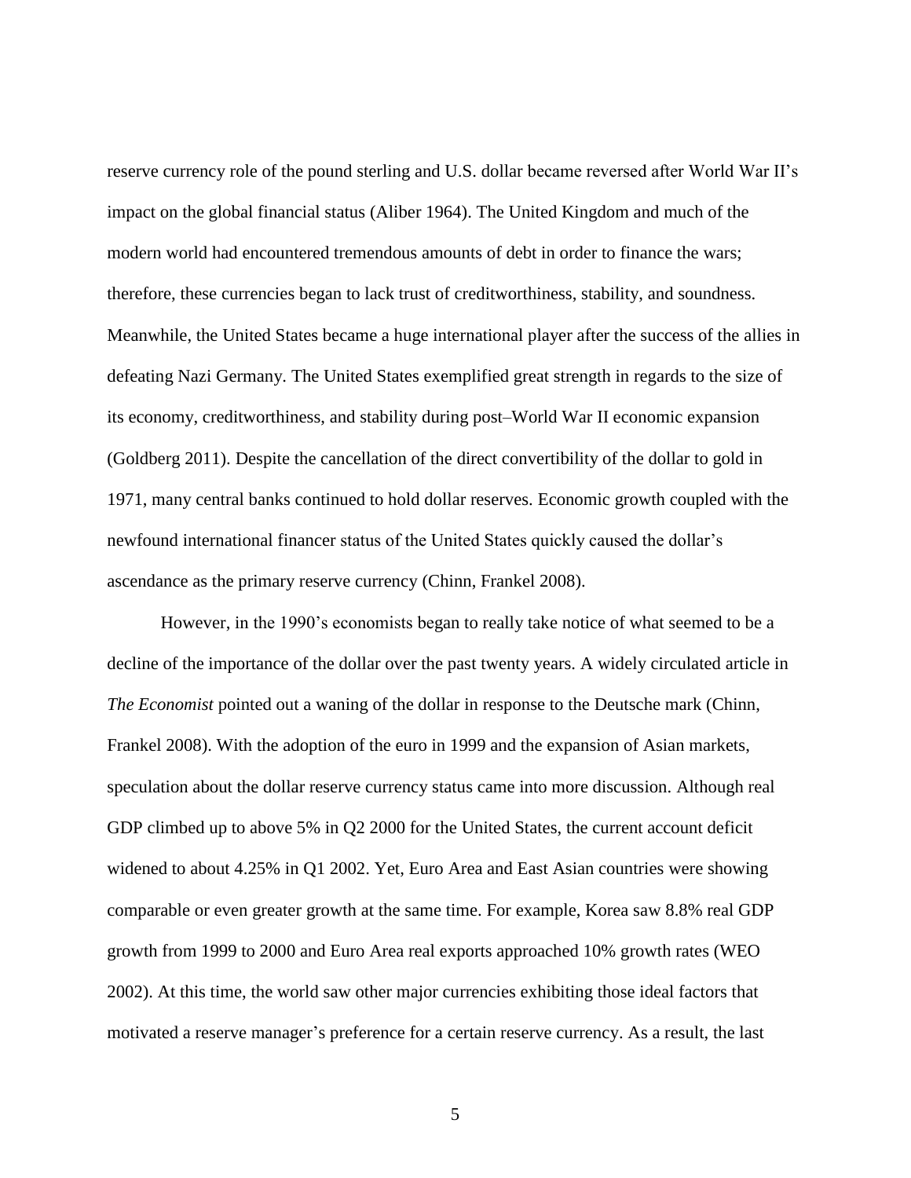reserve currency role of the pound sterling and U.S. dollar became reversed after World War II's impact on the global financial status (Aliber 1964). The United Kingdom and much of the modern world had encountered tremendous amounts of debt in order to finance the wars; therefore, these currencies began to lack trust of creditworthiness, stability, and soundness. Meanwhile, the United States became a huge international player after the success of the allies in defeating Nazi Germany. The United States exemplified great strength in regards to the size of its economy, creditworthiness, and stability during post–World War II economic expansion (Goldberg 2011). Despite the cancellation of the direct convertibility of the dollar to gold in 1971, many central banks continued to hold dollar reserves. Economic growth coupled with the newfound international financer status of the United States quickly caused the dollar's ascendance as the primary reserve currency (Chinn, Frankel 2008).

However, in the 1990's economists began to really take notice of what seemed to be a decline of the importance of the dollar over the past twenty years. A widely circulated article in *The Economist* pointed out a waning of the dollar in response to the Deutsche mark (Chinn, Frankel 2008). With the adoption of the euro in 1999 and the expansion of Asian markets, speculation about the dollar reserve currency status came into more discussion. Although real GDP climbed up to above 5% in Q2 2000 for the United States, the current account deficit widened to about 4.25% in Q1 2002. Yet, Euro Area and East Asian countries were showing comparable or even greater growth at the same time. For example, Korea saw 8.8% real GDP growth from 1999 to 2000 and Euro Area real exports approached 10% growth rates (WEO 2002). At this time, the world saw other major currencies exhibiting those ideal factors that motivated a reserve manager's preference for a certain reserve currency. As a result, the last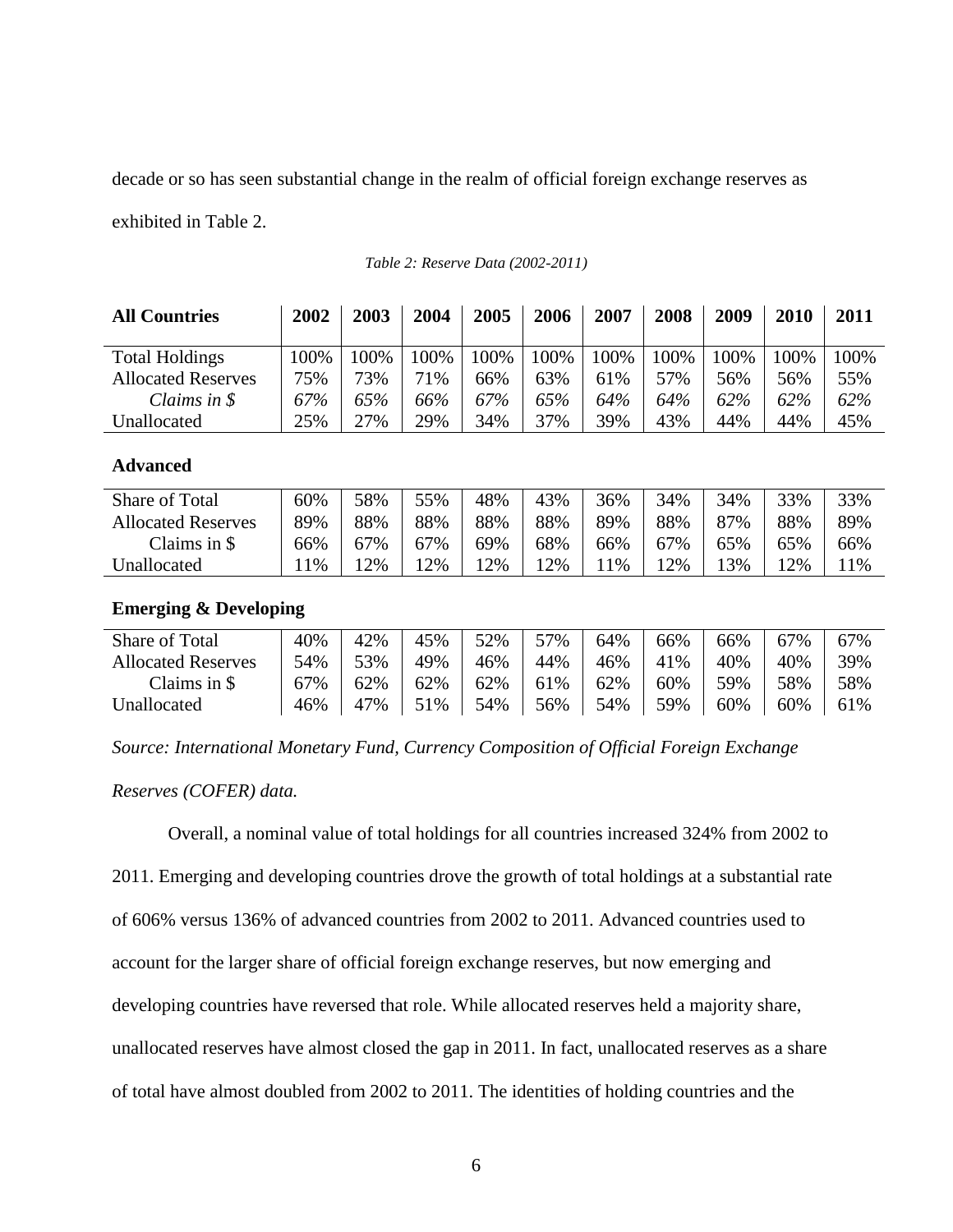decade or so has seen substantial change in the realm of official foreign exchange reserves as exhibited in Table 2.

*Table 2: Reserve Data (2002-2011)*

| **All Countries** | **2002** | **2003** | **2004** | **2005** | **2006** | **2007** | **2008** | **2009** | **2010** | **2011** |
|---|---|---|---|---|---|---|---|---|---|---|
| Total Holdings | 100% | 100% | 100% | 100% | 100% | 100% | 100% | 100% | 100% | 100% |
| Allocated Reserves | 75% | 73% | 71% | 66% | 63% | 61% | 57% | 56% | 56% | 55% |
| *Claims in $* | *67%* | *65%* | *66%* | *67%* | *65%* | *64%* | *64%* | *62%* | *62%* | *62%* |
| Unallocated | 25% | 27% | 29% | 34% | 37% | 39% | 43% | 44% | 44% | 45% |
| **Advanced** | | | | | | | | | | |
| Share of Total | 60% | 58% | 55% | 48% | 43% | 36% | 34% | 34% | 33% | 33% |
| Allocated Reserves | 89% | 88% | 88% | 88% | 88% | 89% | 88% | 87% | 88% | 89% |
| Claims in $ | 66% | 67% | 67% | 69% | 68% | 66% | 67% | 65% | 65% | 66% |
| Unallocated | 11% | 12% | 12% | 12% | 12% | 11% | 12% | 13% | 12% | 11% |
| **Emerging & Developing** | | | | | | | | | | |
| Share of Total | 40% | 42% | 45% | 52% | 57% | 64% | 66% | 66% | 67% | 67% |
| Allocated Reserves | 54% | 53% | 49% | 46% | 44% | 46% | 41% | 40% | 40% | 39% |
| Claims in $ | 67% | 62% | 62% | 62% | 61% | 62% | 60% | 59% | 58% | 58% |
| Unallocated | 46% | 47% | 51% | 54% | 56% | 54% | 59% | 60% | 60% | 61% |

*Source: International Monetary Fund, Currency Composition of Official Foreign Exchange Reserves (COFER) data.*

Overall, a nominal value of total holdings for all countries increased 324% from 2002 to 2011. Emerging and developing countries drove the growth of total holdings at a substantial rate of 606% versus 136% of advanced countries from 2002 to 2011. Advanced countries used to account for the larger share of official foreign exchange reserves, but now emerging and developing countries have reversed that role. While allocated reserves held a majority share, unallocated reserves have almost closed the gap in 2011. In fact, unallocated reserves as a share of total have almost doubled from 2002 to 2011. The identities of holding countries and the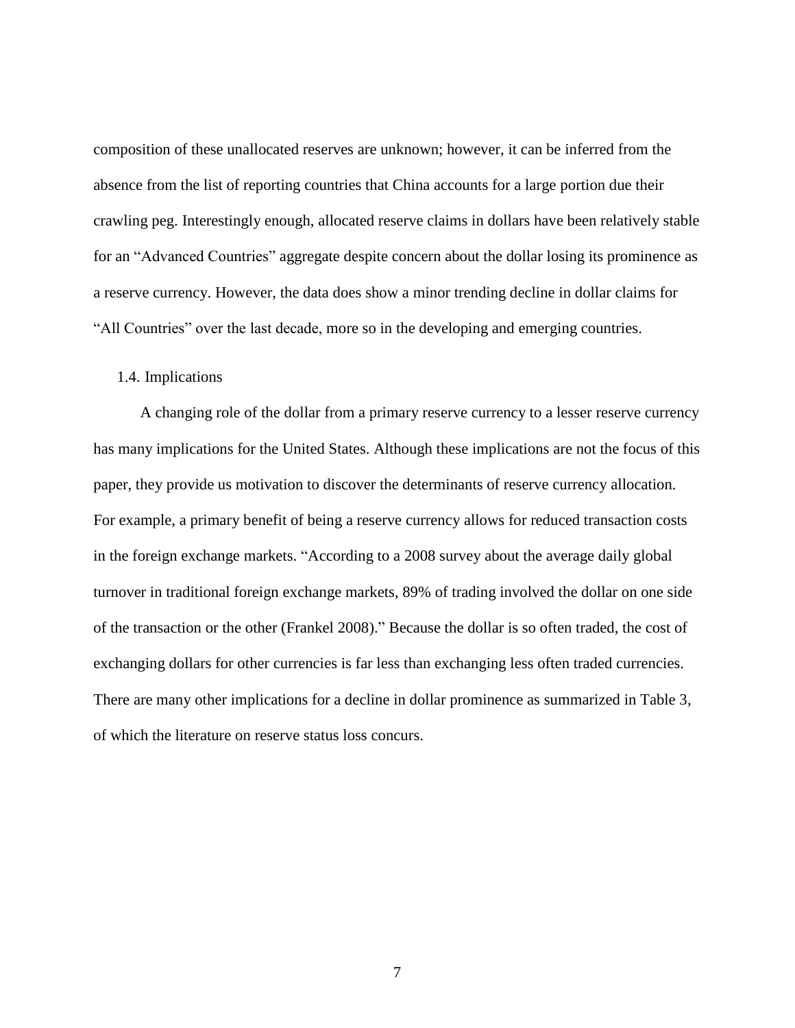composition of these unallocated reserves are unknown; however, it can be inferred from the absence from the list of reporting countries that China accounts for a large portion due their crawling peg. Interestingly enough, allocated reserve claims in dollars have been relatively stable for an "Advanced Countries" aggregate despite concern about the dollar losing its prominence as a reserve currency. However, the data does show a minor trending decline in dollar claims for "All Countries" over the last decade, more so in the developing and emerging countries.

### 1.4. Implications

A changing role of the dollar from a primary reserve currency to a lesser reserve currency has many implications for the United States. Although these implications are not the focus of this paper, they provide us motivation to discover the determinants of reserve currency allocation. For example, a primary benefit of being a reserve currency allows for reduced transaction costs in the foreign exchange markets. "According to a 2008 survey about the average daily global turnover in traditional foreign exchange markets, 89% of trading involved the dollar on one side of the transaction or the other (Frankel 2008)." Because the dollar is so often traded, the cost of exchanging dollars for other currencies is far less than exchanging less often traded currencies. There are many other implications for a decline in dollar prominence as summarized in Table 3, of which the literature on reserve status loss concurs.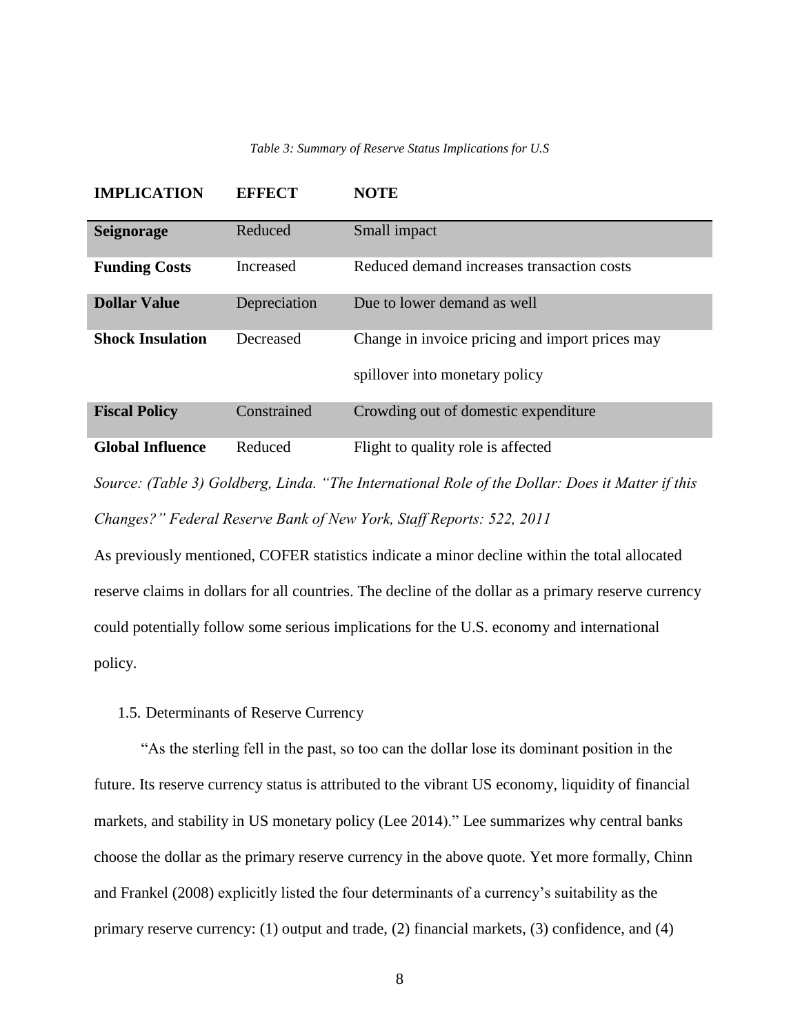*Table 3: Summary of Reserve Status Implications for U.S*

| IMPLICATION | EFFECT | NOTE |
|---|---|---|
| **Seignorage** | Reduced | Small impact |
| **Funding Costs** | Increased | Reduced demand increases transaction costs |
| **Dollar Value** | Depreciation | Due to lower demand as well |
| **Shock Insulation** | Decreased | Change in invoice pricing and import prices may spillover into monetary policy |
| **Fiscal Policy** | Constrained | Crowding out of domestic expenditure |
| **Global Influence** | Reduced | Flight to quality role is affected |

*Source: (Table 3) Goldberg, Linda. "The International Role of the Dollar: Does it Matter if this Changes?" Federal Reserve Bank of New York, Staff Reports: 522, 2011*

As previously mentioned, COFER statistics indicate a minor decline within the total allocated reserve claims in dollars for all countries. The decline of the dollar as a primary reserve currency could potentially follow some serious implications for the U.S. economy and international policy.

### 1.5. Determinants of Reserve Currency

"As the sterling fell in the past, so too can the dollar lose its dominant position in the future. Its reserve currency status is attributed to the vibrant US economy, liquidity of financial markets, and stability in US monetary policy (Lee 2014)." Lee summarizes why central banks choose the dollar as the primary reserve currency in the above quote. Yet more formally, Chinn and Frankel (2008) explicitly listed the four determinants of a currency's suitability as the primary reserve currency: (1) output and trade, (2) financial markets, (3) confidence, and (4)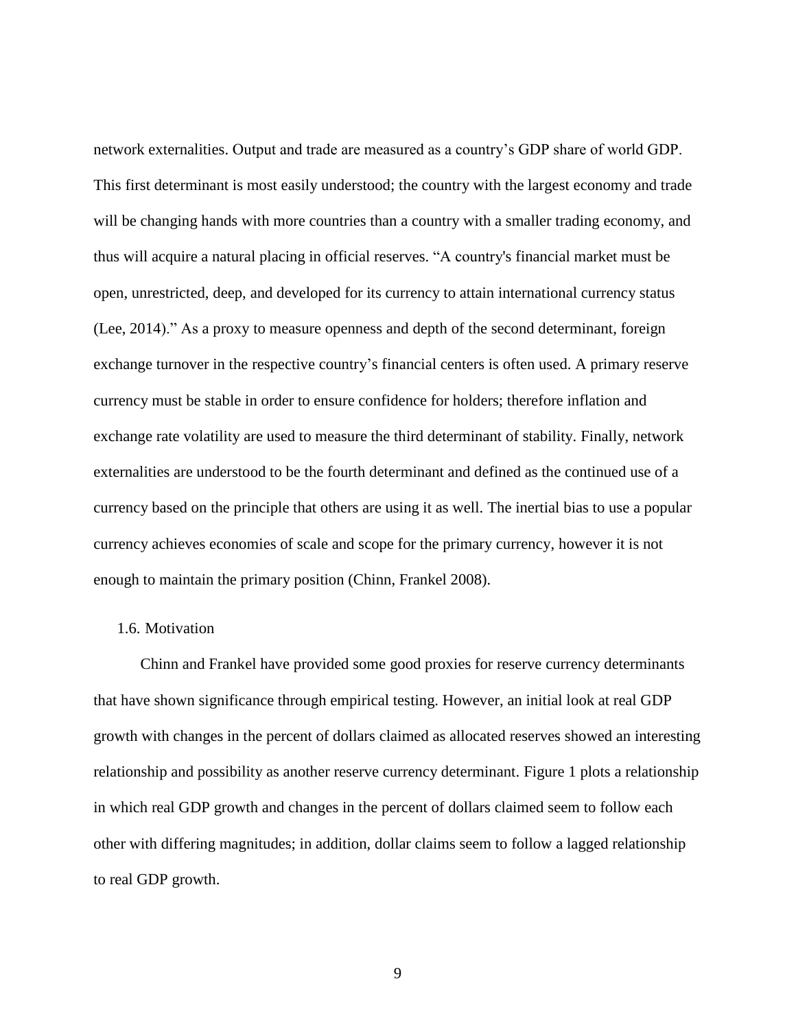network externalities. Output and trade are measured as a country's GDP share of world GDP. This first determinant is most easily understood; the country with the largest economy and trade will be changing hands with more countries than a country with a smaller trading economy, and thus will acquire a natural placing in official reserves. "A country's financial market must be open, unrestricted, deep, and developed for its currency to attain international currency status (Lee, 2014)." As a proxy to measure openness and depth of the second determinant, foreign exchange turnover in the respective country's financial centers is often used. A primary reserve currency must be stable in order to ensure confidence for holders; therefore inflation and exchange rate volatility are used to measure the third determinant of stability. Finally, network externalities are understood to be the fourth determinant and defined as the continued use of a currency based on the principle that others are using it as well. The inertial bias to use a popular currency achieves economies of scale and scope for the primary currency, however it is not enough to maintain the primary position (Chinn, Frankel 2008).

### 1.6. Motivation

Chinn and Frankel have provided some good proxies for reserve currency determinants that have shown significance through empirical testing. However, an initial look at real GDP growth with changes in the percent of dollars claimed as allocated reserves showed an interesting relationship and possibility as another reserve currency determinant. Figure 1 plots a relationship in which real GDP growth and changes in the percent of dollars claimed seem to follow each other with differing magnitudes; in addition, dollar claims seem to follow a lagged relationship to real GDP growth.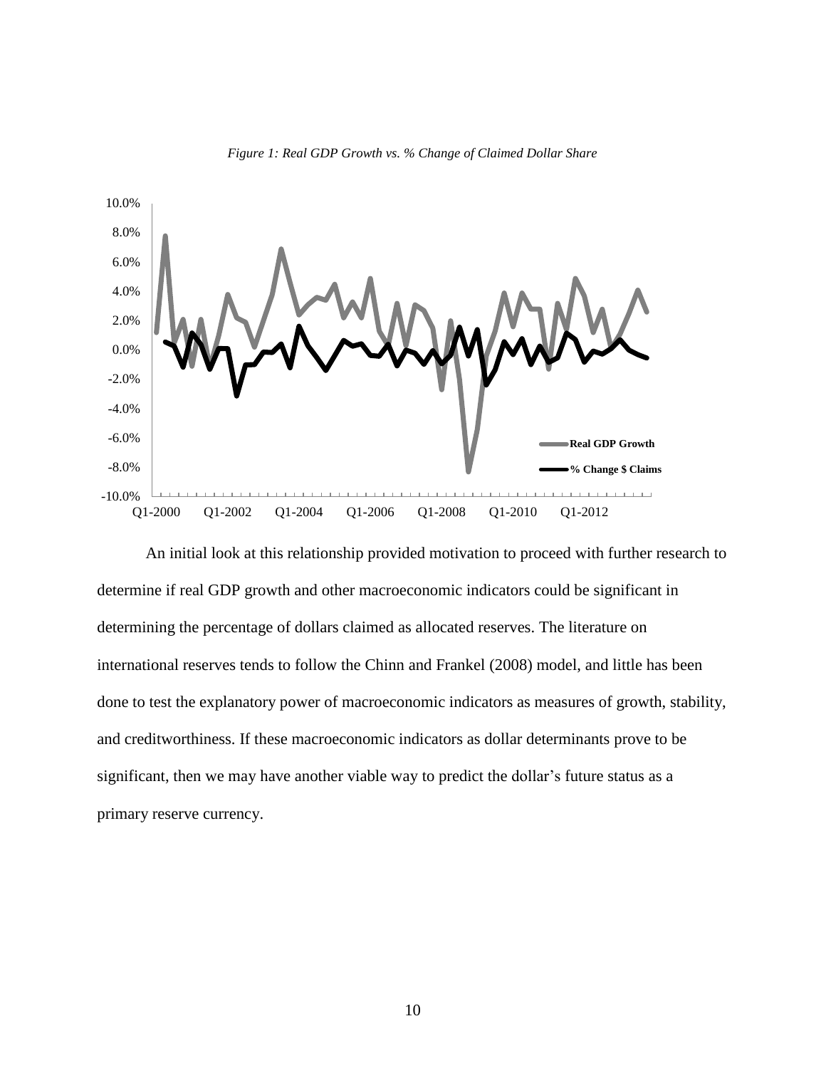*Figure 1: Real GDP Growth vs. % Change of Claimed Dollar Share*

An initial look at this relationship provided motivation to proceed with further research to determine if real GDP growth and other macroeconomic indicators could be significant in determining the percentage of dollars claimed as allocated reserves. The literature on international reserves tends to follow the Chinn and Frankel (2008) model, and little has been done to test the explanatory power of macroeconomic indicators as measures of growth, stability, and creditworthiness. If these macroeconomic indicators as dollar determinants prove to be significant, then we may have another viable way to predict the dollar's future status as a primary reserve currency.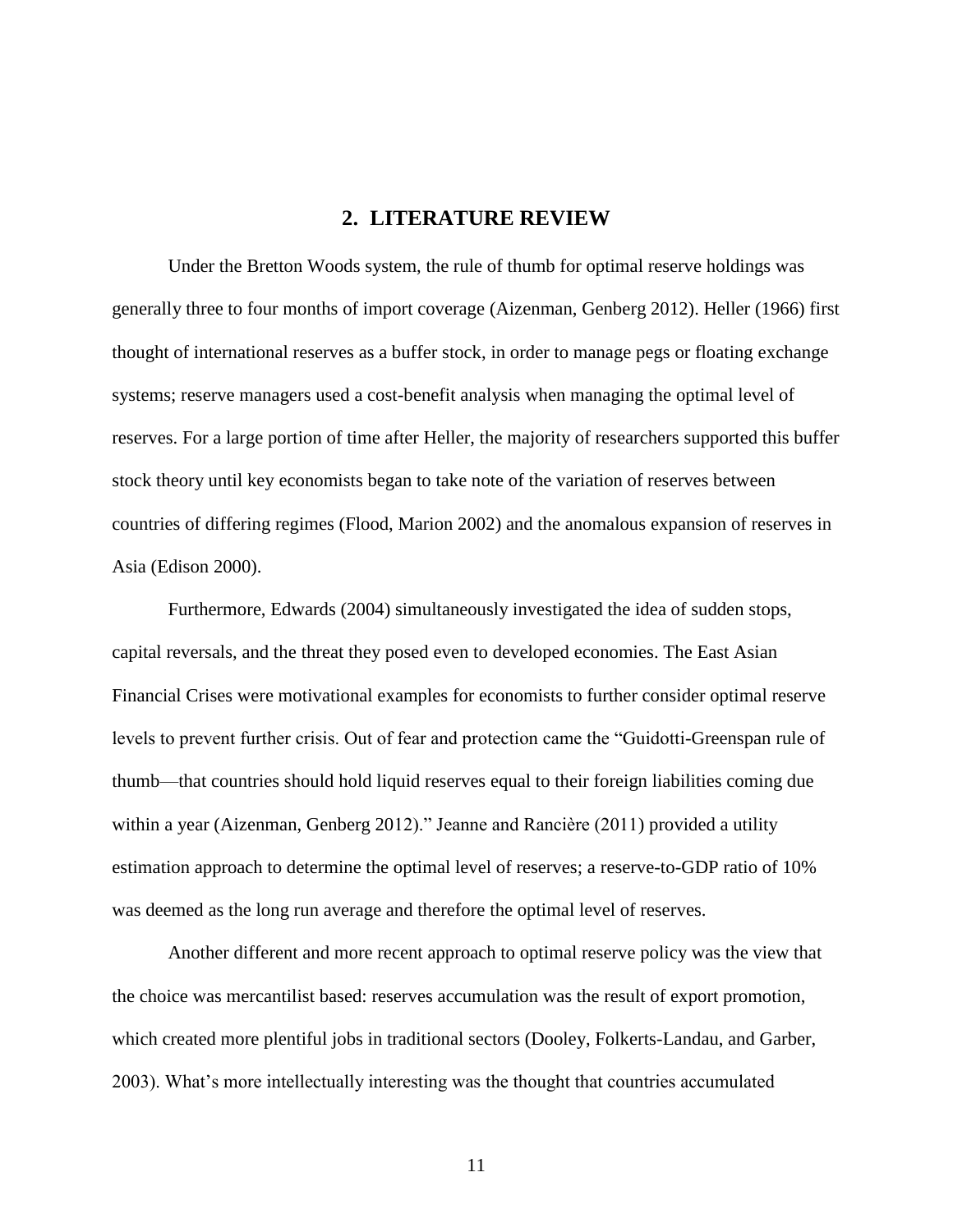## 2. LITERATURE REVIEW

Under the Bretton Woods system, the rule of thumb for optimal reserve holdings was generally three to four months of import coverage (Aizenman, Genberg 2012). Heller (1966) first thought of international reserves as a buffer stock, in order to manage pegs or floating exchange systems; reserve managers used a cost-benefit analysis when managing the optimal level of reserves. For a large portion of time after Heller, the majority of researchers supported this buffer stock theory until key economists began to take note of the variation of reserves between countries of differing regimes (Flood, Marion 2002) and the anomalous expansion of reserves in Asia (Edison 2000).

Furthermore, Edwards (2004) simultaneously investigated the idea of sudden stops, capital reversals, and the threat they posed even to developed economies. The East Asian Financial Crises were motivational examples for economists to further consider optimal reserve levels to prevent further crisis. Out of fear and protection came the "Guidotti-Greenspan rule of thumb—that countries should hold liquid reserves equal to their foreign liabilities coming due within a year (Aizenman, Genberg 2012)." Jeanne and Rancière (2011) provided a utility estimation approach to determine the optimal level of reserves; a reserve-to-GDP ratio of 10% was deemed as the long run average and therefore the optimal level of reserves.

Another different and more recent approach to optimal reserve policy was the view that the choice was mercantilist based: reserves accumulation was the result of export promotion, which created more plentiful jobs in traditional sectors (Dooley, Folkerts-Landau, and Garber, 2003). What's more intellectually interesting was the thought that countries accumulated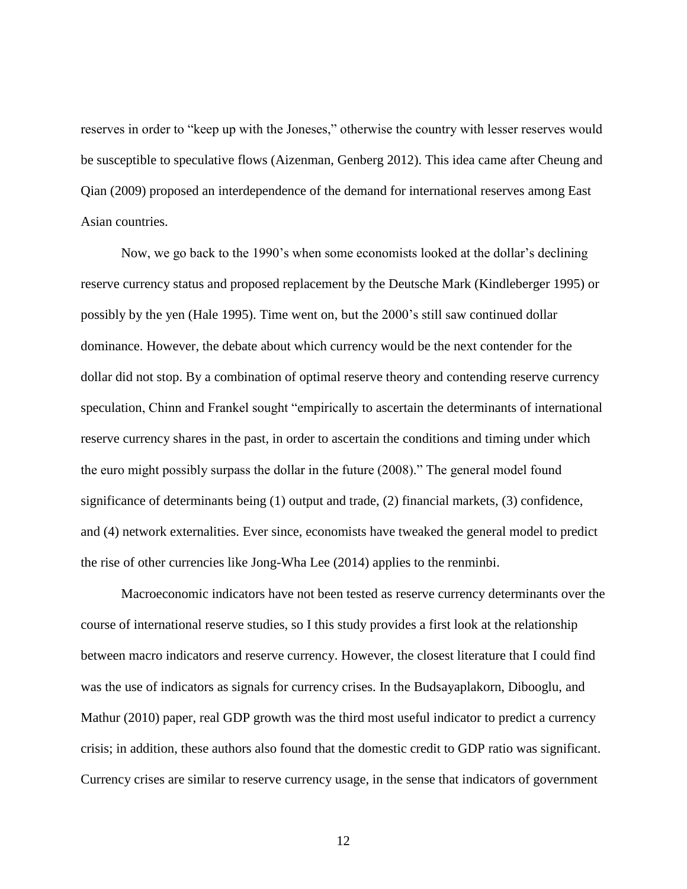reserves in order to "keep up with the Joneses," otherwise the country with lesser reserves would be susceptible to speculative flows (Aizenman, Genberg 2012). This idea came after Cheung and Qian (2009) proposed an interdependence of the demand for international reserves among East Asian countries.

Now, we go back to the 1990's when some economists looked at the dollar's declining reserve currency status and proposed replacement by the Deutsche Mark (Kindleberger 1995) or possibly by the yen (Hale 1995). Time went on, but the 2000's still saw continued dollar dominance. However, the debate about which currency would be the next contender for the dollar did not stop. By a combination of optimal reserve theory and contending reserve currency speculation, Chinn and Frankel sought "empirically to ascertain the determinants of international reserve currency shares in the past, in order to ascertain the conditions and timing under which the euro might possibly surpass the dollar in the future (2008)." The general model found significance of determinants being (1) output and trade, (2) financial markets, (3) confidence, and (4) network externalities. Ever since, economists have tweaked the general model to predict the rise of other currencies like Jong-Wha Lee (2014) applies to the renminbi.

Macroeconomic indicators have not been tested as reserve currency determinants over the course of international reserve studies, so I this study provides a first look at the relationship between macro indicators and reserve currency. However, the closest literature that I could find was the use of indicators as signals for currency crises. In the Budsayaplakorn, Dibooglu, and Mathur (2010) paper, real GDP growth was the third most useful indicator to predict a currency crisis; in addition, these authors also found that the domestic credit to GDP ratio was significant. Currency crises are similar to reserve currency usage, in the sense that indicators of government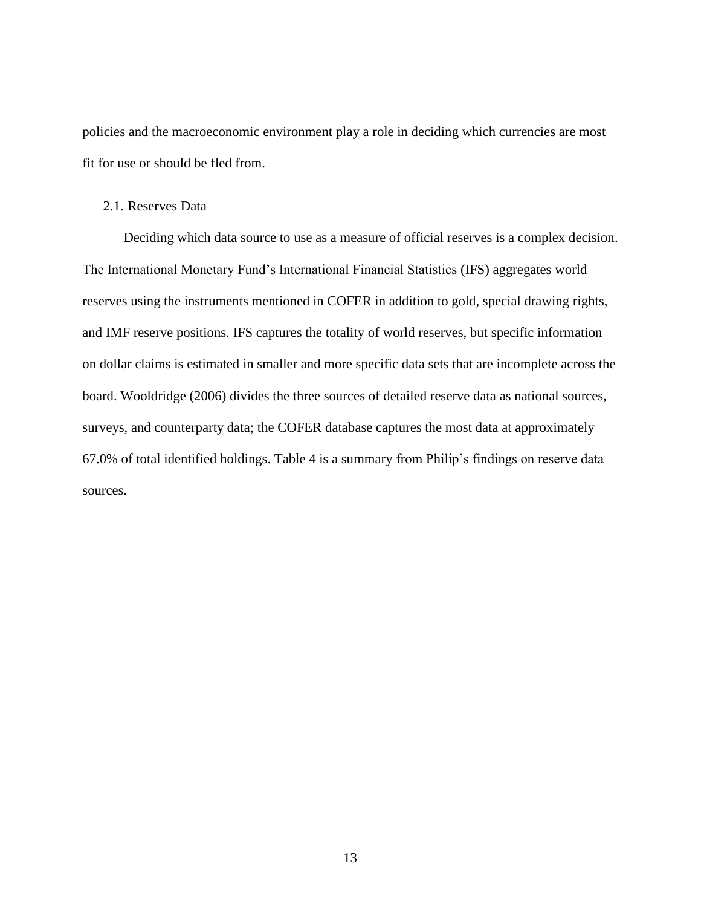policies and the macroeconomic environment play a role in deciding which currencies are most fit for use or should be fled from.

### 2.1. Reserves Data

Deciding which data source to use as a measure of official reserves is a complex decision. The International Monetary Fund's International Financial Statistics (IFS) aggregates world reserves using the instruments mentioned in COFER in addition to gold, special drawing rights, and IMF reserve positions. IFS captures the totality of world reserves, but specific information on dollar claims is estimated in smaller and more specific data sets that are incomplete across the board. Wooldridge (2006) divides the three sources of detailed reserve data as national sources, surveys, and counterparty data; the COFER database captures the most data at approximately 67.0% of total identified holdings. Table 4 is a summary from Philip's findings on reserve data sources.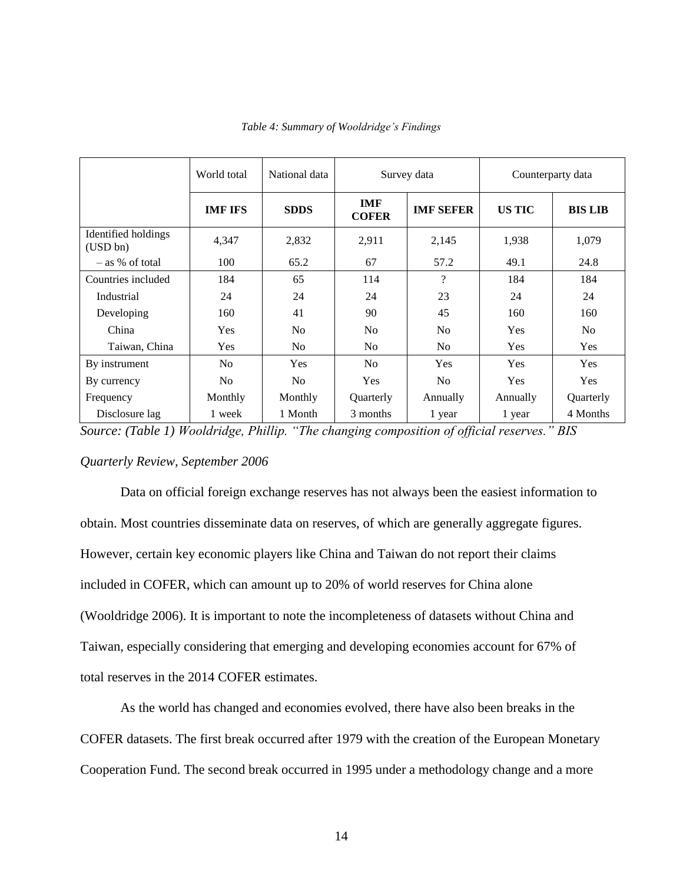*Table 4: Summary of Wooldridge's Findings*

| | World total | National data | Survey data | | Counterparty data | |
|---|---|---|---|---|---|---|
| | **IMF IFS** | **SDDS** | **IMF COFER** | **IMF SEFER** | **US TIC** | **BIS LIB** |
| Identified holdings (USD bn) | 4,347 | 2,832 | 2,911 | 2,145 | 1,938 | 1,079 |
| – as % of total | 100 | 65.2 | 67 | 57.2 | 49.1 | 24.8 |
| Countries included | 184 | 65 | 114 | ? | 184 | 184 |
| Industrial | 24 | 24 | 24 | 23 | 24 | 24 |
| Developing | 160 | 41 | 90 | 45 | 160 | 160 |
| China | Yes | No | No | No | Yes | No |
| Taiwan, China | Yes | No | No | No | Yes | Yes |
| By instrument | No | Yes | No | Yes | Yes | Yes |
| By currency | No | No | Yes | No | Yes | Yes |
| Frequency | Monthly | Monthly | Quarterly | Annually | Annually | Quarterly |
| Disclosure lag | 1 week | 1 Month | 3 months | 1 year | 1 year | 4 Months |

*Source: (Table 1) Wooldridge, Phillip. "The changing composition of official reserves." BIS Quarterly Review, September 2006*

Data on official foreign exchange reserves has not always been the easiest information to obtain. Most countries disseminate data on reserves, of which are generally aggregate figures. However, certain key economic players like China and Taiwan do not report their claims included in COFER, which can amount up to 20% of world reserves for China alone (Wooldridge 2006). It is important to note the incompleteness of datasets without China and Taiwan, especially considering that emerging and developing economies account for 67% of total reserves in the 2014 COFER estimates.

As the world has changed and economies evolved, there have also been breaks in the COFER datasets. The first break occurred after 1979 with the creation of the European Monetary Cooperation Fund. The second break occurred in 1995 under a methodology change and a more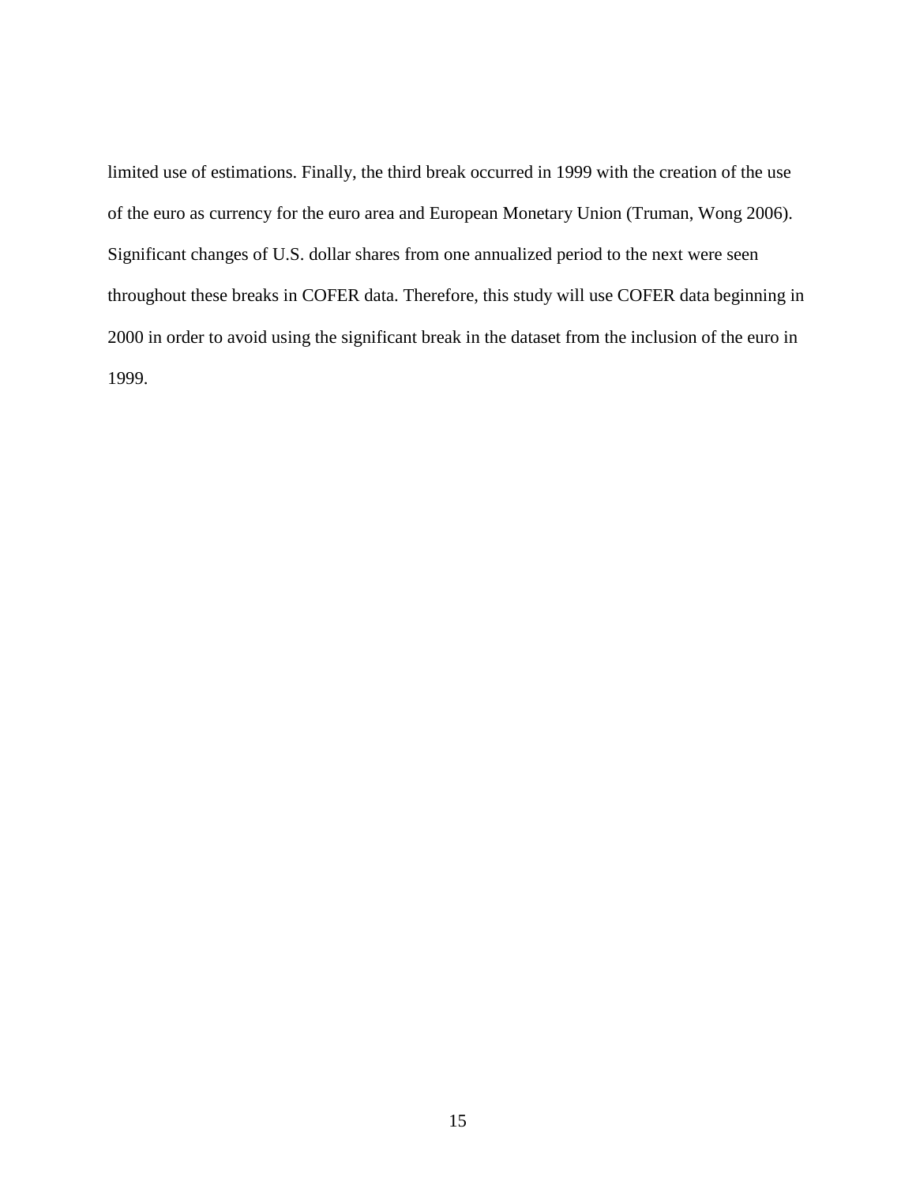limited use of estimations. Finally, the third break occurred in 1999 with the creation of the use of the euro as currency for the euro area and European Monetary Union (Truman, Wong 2006). Significant changes of U.S. dollar shares from one annualized period to the next were seen throughout these breaks in COFER data. Therefore, this study will use COFER data beginning in 2000 in order to avoid using the significant break in the dataset from the inclusion of the euro in 1999.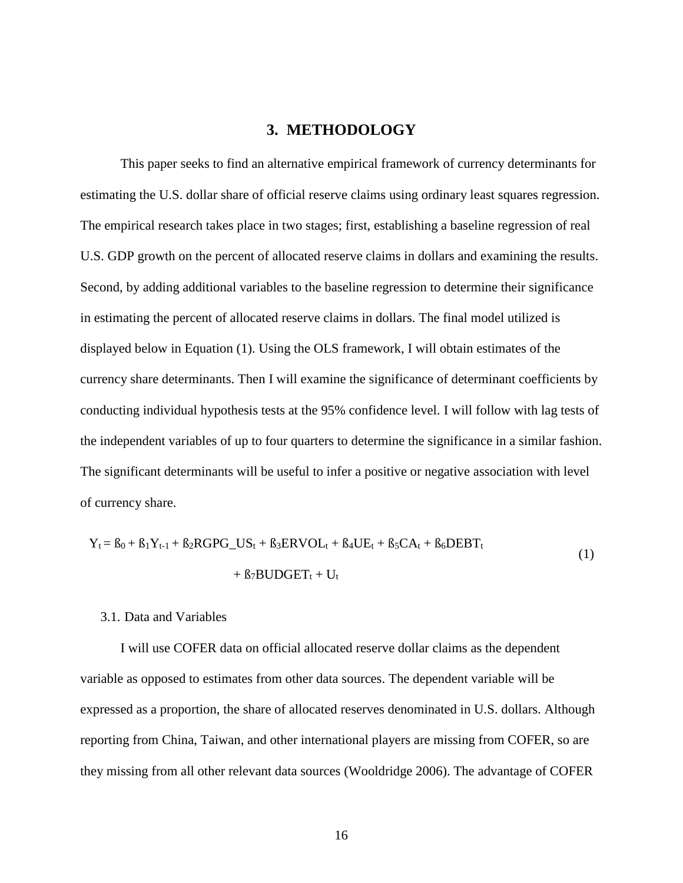# 3. METHODOLOGY

This paper seeks to find an alternative empirical framework of currency determinants for estimating the U.S. dollar share of official reserve claims using ordinary least squares regression. The empirical research takes place in two stages; first, establishing a baseline regression of real U.S. GDP growth on the percent of allocated reserve claims in dollars and examining the results. Second, by adding additional variables to the baseline regression to determine their significance in estimating the percent of allocated reserve claims in dollars. The final model utilized is displayed below in Equation (1). Using the OLS framework, I will obtain estimates of the currency share determinants. Then I will examine the significance of determinant coefficients by conducting individual hypothesis tests at the 95% confidence level. I will follow with lag tests of the independent variables of up to four quarters to determine the significance in a similar fashion. The significant determinants will be useful to infer a positive or negative association with level of currency share.

$$Y_t = ß_0 + ß_1Y_{t-1} + ß_2RGPG\_US_t + ß_3ERVOL_t + ß_4UE_t + ß_5CA_t + ß_6DEBT_t + ß_7BUDGET_t + U_t \tag{1}$$

## 3.1. Data and Variables

I will use COFER data on official allocated reserve dollar claims as the dependent variable as opposed to estimates from other data sources. The dependent variable will be expressed as a proportion, the share of allocated reserves denominated in U.S. dollars. Although reporting from China, Taiwan, and other international players are missing from COFER, so are they missing from all other relevant data sources (Wooldridge 2006). The advantage of COFER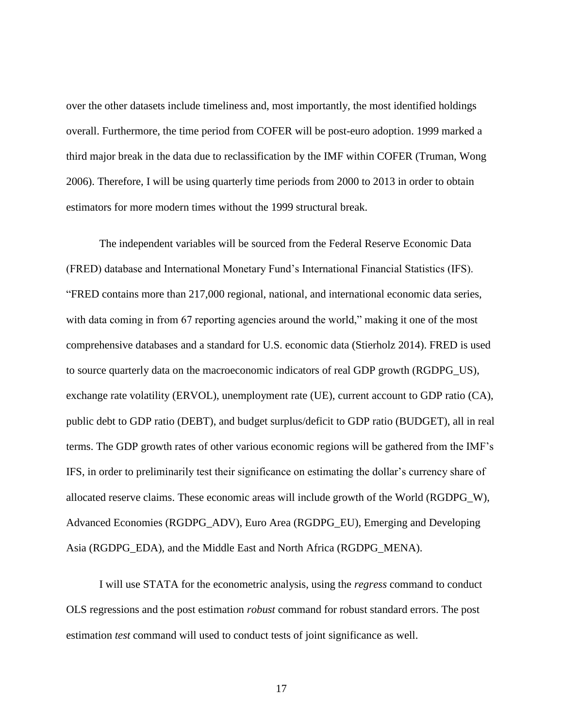over the other datasets include timeliness and, most importantly, the most identified holdings overall. Furthermore, the time period from COFER will be post-euro adoption. 1999 marked a third major break in the data due to reclassification by the IMF within COFER (Truman, Wong 2006). Therefore, I will be using quarterly time periods from 2000 to 2013 in order to obtain estimators for more modern times without the 1999 structural break.

The independent variables will be sourced from the Federal Reserve Economic Data (FRED) database and International Monetary Fund's International Financial Statistics (IFS). "FRED contains more than 217,000 regional, national, and international economic data series, with data coming in from 67 reporting agencies around the world," making it one of the most comprehensive databases and a standard for U.S. economic data (Stierholz 2014). FRED is used to source quarterly data on the macroeconomic indicators of real GDP growth (RGDPG_US), exchange rate volatility (ERVOL), unemployment rate (UE), current account to GDP ratio (CA), public debt to GDP ratio (DEBT), and budget surplus/deficit to GDP ratio (BUDGET), all in real terms. The GDP growth rates of other various economic regions will be gathered from the IMF's IFS, in order to preliminarily test their significance on estimating the dollar's currency share of allocated reserve claims. These economic areas will include growth of the World (RGDPG_W), Advanced Economies (RGDPG_ADV), Euro Area (RGDPG_EU), Emerging and Developing Asia (RGDPG_EDA), and the Middle East and North Africa (RGDPG_MENA).

I will use STATA for the econometric analysis, using the *regress* command to conduct OLS regressions and the post estimation *robust* command for robust standard errors. The post estimation *test* command will used to conduct tests of joint significance as well.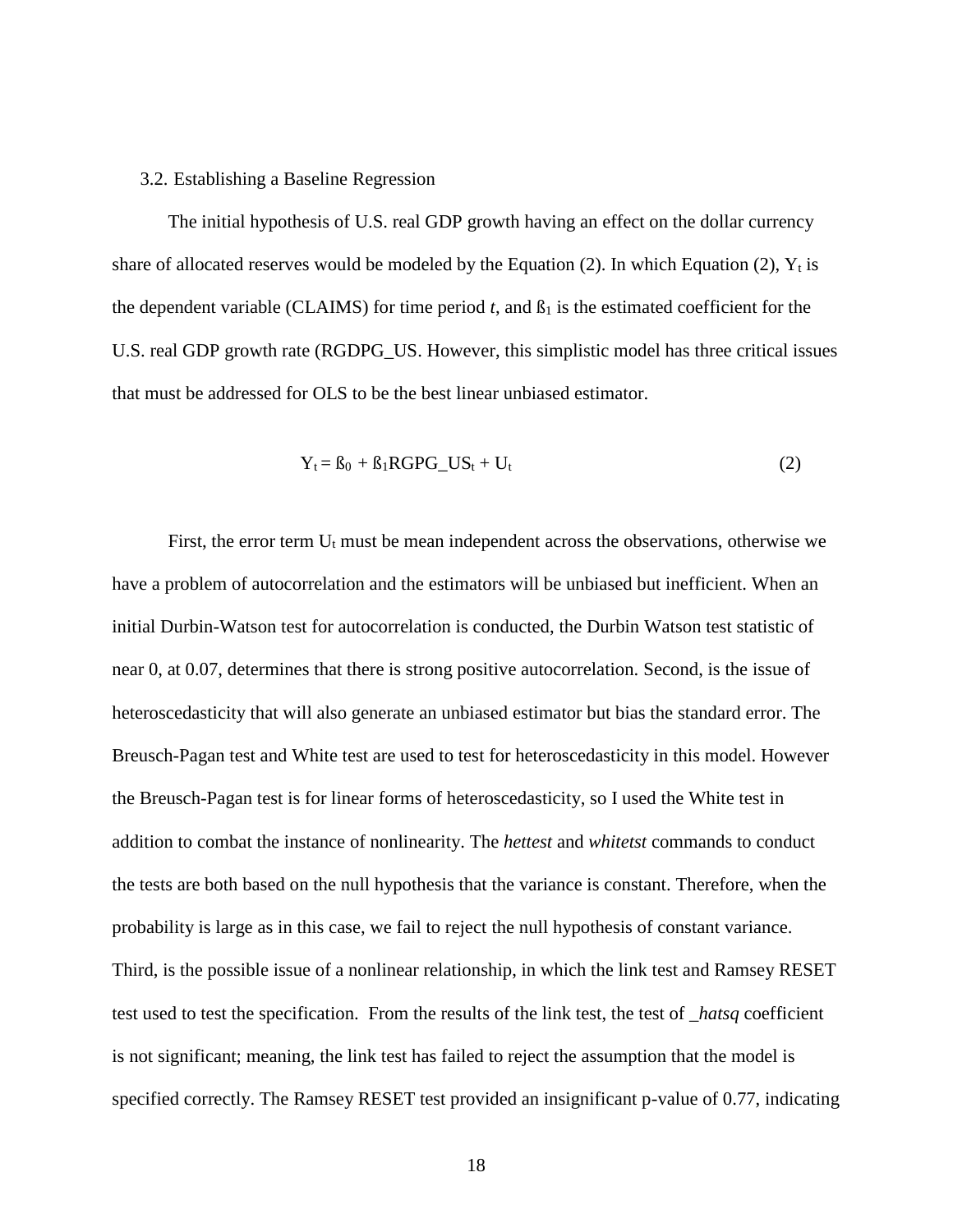### 3.2. Establishing a Baseline Regression

The initial hypothesis of U.S. real GDP growth having an effect on the dollar currency share of allocated reserves would be modeled by the Equation (2). In which Equation (2), $Y_t$ is the dependent variable (CLAIMS) for time period *t*, and $ß_1$ is the estimated coefficient for the U.S. real GDP growth rate (RGDPG_US. However, this simplistic model has three critical issues that must be addressed for OLS to be the best linear unbiased estimator.

$$Y_t = ß_0 + ß_1 RGPG\_US_t + U_t \qquad (2)$$

First, the error term $U_t$ must be mean independent across the observations, otherwise we have a problem of autocorrelation and the estimators will be unbiased but inefficient. When an initial Durbin-Watson test for autocorrelation is conducted, the Durbin Watson test statistic of near 0, at 0.07, determines that there is strong positive autocorrelation. Second, is the issue of heteroscedasticity that will also generate an unbiased estimator but bias the standard error. The Breusch-Pagan test and White test are used to test for heteroscedasticity in this model. However the Breusch-Pagan test is for linear forms of heteroscedasticity, so I used the White test in addition to combat the instance of nonlinearity. The *hettest* and *whitetst* commands to conduct the tests are both based on the null hypothesis that the variance is constant. Therefore, when the probability is large as in this case, we fail to reject the null hypothesis of constant variance. Third, is the possible issue of a nonlinear relationship, in which the link test and Ramsey RESET test used to test the specification. From the results of the link test, the test of *_hatsq* coefficient is not significant; meaning, the link test has failed to reject the assumption that the model is specified correctly. The Ramsey RESET test provided an insignificant p-value of 0.77, indicating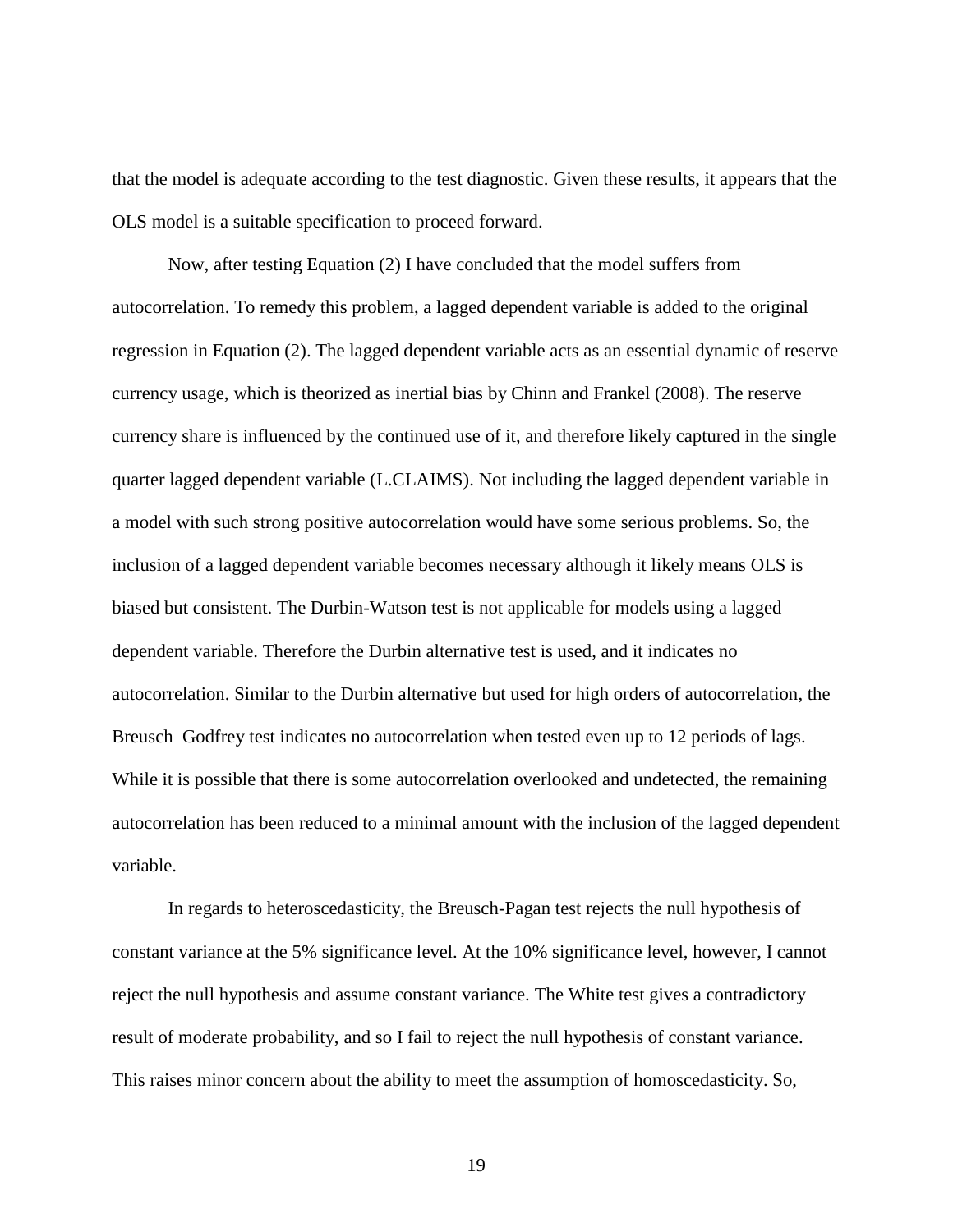that the model is adequate according to the test diagnostic. Given these results, it appears that the OLS model is a suitable specification to proceed forward.

Now, after testing Equation (2) I have concluded that the model suffers from autocorrelation. To remedy this problem, a lagged dependent variable is added to the original regression in Equation (2). The lagged dependent variable acts as an essential dynamic of reserve currency usage, which is theorized as inertial bias by Chinn and Frankel (2008). The reserve currency share is influenced by the continued use of it, and therefore likely captured in the single quarter lagged dependent variable (L.CLAIMS). Not including the lagged dependent variable in a model with such strong positive autocorrelation would have some serious problems. So, the inclusion of a lagged dependent variable becomes necessary although it likely means OLS is biased but consistent. The Durbin-Watson test is not applicable for models using a lagged dependent variable. Therefore the Durbin alternative test is used, and it indicates no autocorrelation. Similar to the Durbin alternative but used for high orders of autocorrelation, the Breusch–Godfrey test indicates no autocorrelation when tested even up to 12 periods of lags. While it is possible that there is some autocorrelation overlooked and undetected, the remaining autocorrelation has been reduced to a minimal amount with the inclusion of the lagged dependent variable.

In regards to heteroscedasticity, the Breusch-Pagan test rejects the null hypothesis of constant variance at the 5% significance level. At the 10% significance level, however, I cannot reject the null hypothesis and assume constant variance. The White test gives a contradictory result of moderate probability, and so I fail to reject the null hypothesis of constant variance. This raises minor concern about the ability to meet the assumption of homoscedasticity. So,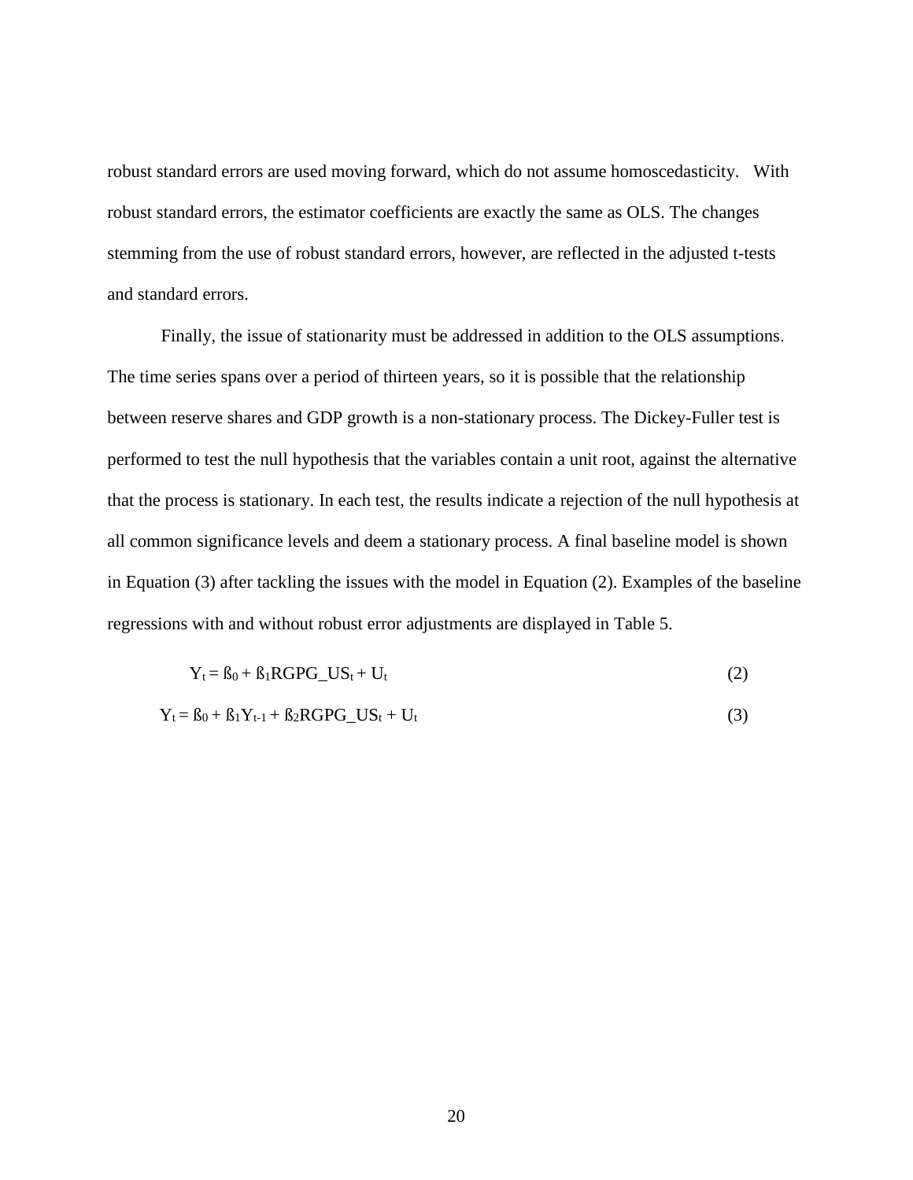robust standard errors are used moving forward, which do not assume homoscedasticity. With robust standard errors, the estimator coefficients are exactly the same as OLS. The changes stemming from the use of robust standard errors, however, are reflected in the adjusted t-tests and standard errors.

Finally, the issue of stationarity must be addressed in addition to the OLS assumptions. The time series spans over a period of thirteen years, so it is possible that the relationship between reserve shares and GDP growth is a non-stationary process. The Dickey-Fuller test is performed to test the null hypothesis that the variables contain a unit root, against the alternative that the process is stationary. In each test, the results indicate a rejection of the null hypothesis at all common significance levels and deem a stationary process. A final baseline model is shown in Equation (3) after tackling the issues with the model in Equation (2). Examples of the baseline regressions with and without robust error adjustments are displayed in Table 5.

$$Y_t = ß_0 + ß_1 RGPG\_US_t + U_t \tag{2}$$

$$Y_t = ß_0 + ß_1 Y_{t-1} + ß_2 RGPG\_US_t + U_t \tag{3}$$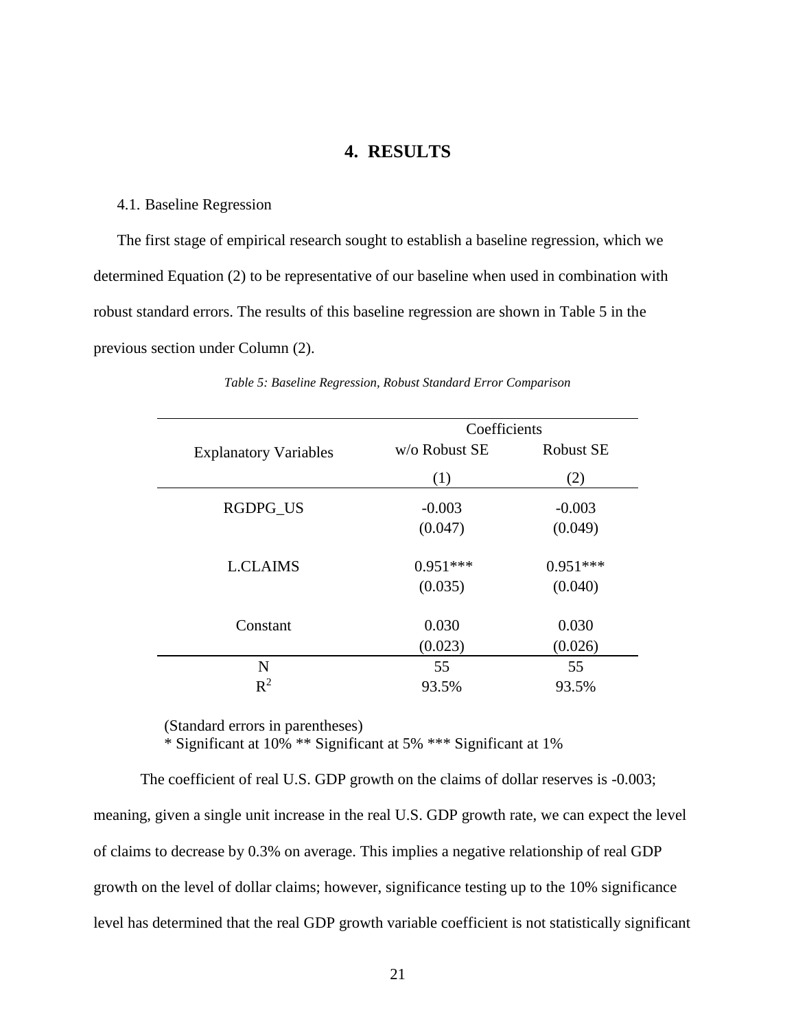# 4. RESULTS

4.1. Baseline Regression

The first stage of empirical research sought to establish a baseline regression, which we determined Equation (2) to be representative of our baseline when used in combination with robust standard errors. The results of this baseline regression are shown in Table 5 in the previous section under Column (2).

*Table 5: Baseline Regression, Robust Standard Error Comparison*

| | Coefficients | |
|---|---|---|
| Explanatory Variables | w/o Robust SE | Robust SE |
| | (1) | (2) |
| RGDPG_US | -0.003 | -0.003 |
| | (0.047) | (0.049) |
| L.CLAIMS | 0.951*** | 0.951*** |
| | (0.035) | (0.040) |
| Constant | 0.030 | 0.030 |
| | (0.023) | (0.026) |
| N | 55 | 55 |
| $R^2$ | 93.5% | 93.5% |

(Standard errors in parentheses)
* Significant at 10% ** Significant at 5% *** Significant at 1%

The coefficient of real U.S. GDP growth on the claims of dollar reserves is -0.003; meaning, given a single unit increase in the real U.S. GDP growth rate, we can expect the level of claims to decrease by 0.3% on average. This implies a negative relationship of real GDP growth on the level of dollar claims; however, significance testing up to the 10% significance level has determined that the real GDP growth variable coefficient is not statistically significant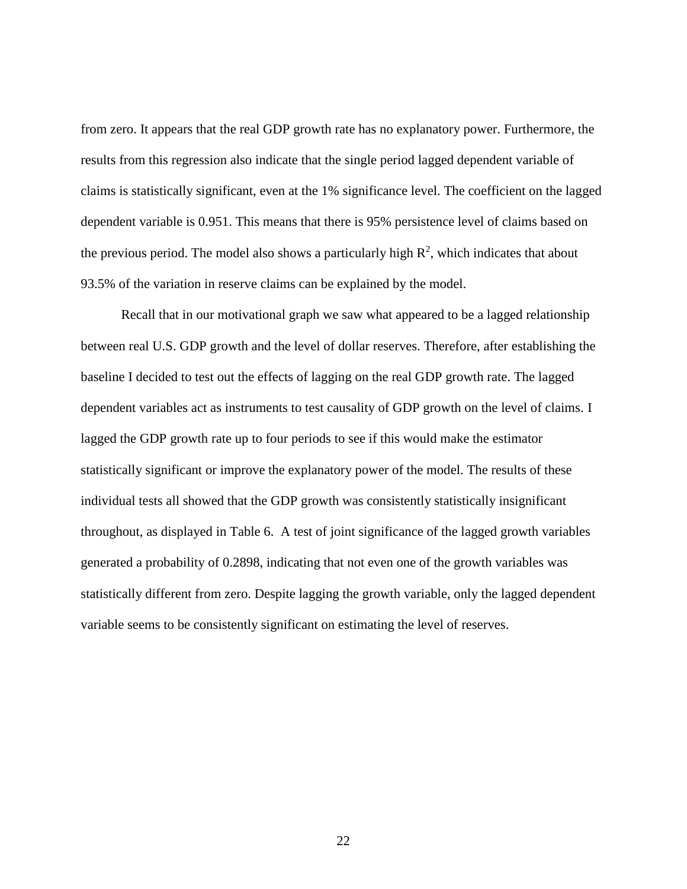from zero. It appears that the real GDP growth rate has no explanatory power. Furthermore, the results from this regression also indicate that the single period lagged dependent variable of claims is statistically significant, even at the 1% significance level. The coefficient on the lagged dependent variable is 0.951. This means that there is 95% persistence level of claims based on the previous period. The model also shows a particularly high $R^2$, which indicates that about 93.5% of the variation in reserve claims can be explained by the model.

Recall that in our motivational graph we saw what appeared to be a lagged relationship between real U.S. GDP growth and the level of dollar reserves. Therefore, after establishing the baseline I decided to test out the effects of lagging on the real GDP growth rate. The lagged dependent variables act as instruments to test causality of GDP growth on the level of claims. I lagged the GDP growth rate up to four periods to see if this would make the estimator statistically significant or improve the explanatory power of the model. The results of these individual tests all showed that the GDP growth was consistently statistically insignificant throughout, as displayed in Table 6. A test of joint significance of the lagged growth variables generated a probability of 0.2898, indicating that not even one of the growth variables was statistically different from zero. Despite lagging the growth variable, only the lagged dependent variable seems to be consistently significant on estimating the level of reserves.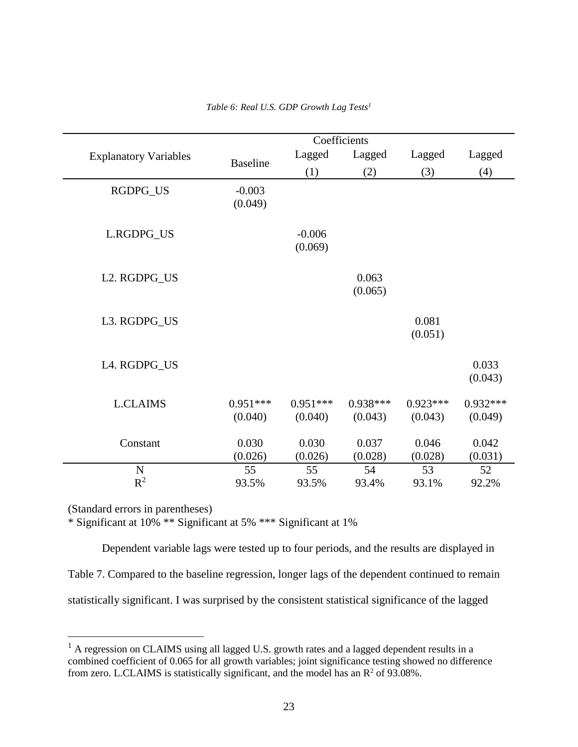*Table 6: Real U.S. GDP Growth Lag Tests*[1]

| Explanatory Variables | Coefficients | | | | |
|---|---|---|---|---|---|
| | Baseline | Lagged (1) | Lagged (2) | Lagged (3) | Lagged (4) |
| RGDPG_US | -0.003 (0.049) | | | | |
| L.RGDPG_US | | -0.006 (0.069) | | | |
| L2. RGDPG_US | | | 0.063 (0.065) | | |
| L3. RGDPG_US | | | | 0.081 (0.051) | |
| L4. RGDPG_US | | | | | 0.033 (0.043) |
| L.CLAIMS | 0.951*** (0.040) | 0.951*** (0.040) | 0.938*** (0.043) | 0.923*** (0.043) | 0.932*** (0.049) |
| Constant | 0.030 (0.026) | 0.030 (0.026) | 0.037 (0.028) | 0.046 (0.028) | 0.042 (0.031) |
| N | 55 | 55 | 54 | 53 | 52 |
| $R^2$ | 93.5% | 93.5% | 93.4% | 93.1% | 92.2% |

(Standard errors in parentheses)
* Significant at 10% ** Significant at 5% *** Significant at 1%

Dependent variable lags were tested up to four periods, and the results are displayed in Table 7. Compared to the baseline regression, longer lags of the dependent continued to remain statistically significant. I was surprised by the consistent statistical significance of the lagged

[1] A regression on CLAIMS using all lagged U.S. growth rates and a lagged dependent results in a combined coefficient of 0.065 for all growth variables; joint significance testing showed no difference from zero. L.CLAIMS is statistically significant, and the model has an $R^2$ of 93.08%.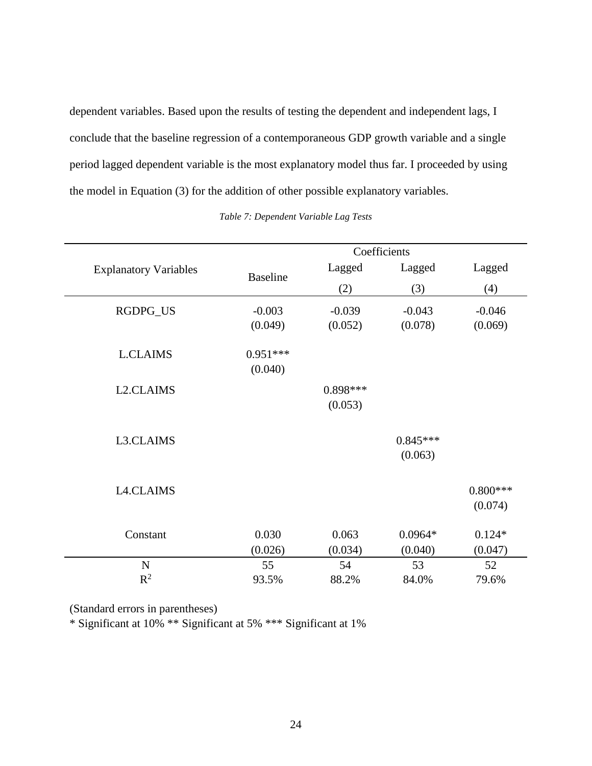dependent variables. Based upon the results of testing the dependent and independent lags, I conclude that the baseline regression of a contemporaneous GDP growth variable and a single period lagged dependent variable is the most explanatory model thus far. I proceeded by using the model in Equation (3) for the addition of other possible explanatory variables.

*Table 7: Dependent Variable Lag Tests*

| Explanatory Variables | Coefficients | | | |
|---|---|---|---|---|
| | Baseline | Lagged (2) | Lagged (3) | Lagged (4) |
| RGDPG_US | -0.003<br>(0.049) | -0.039<br>(0.052) | -0.043<br>(0.078) | -0.046<br>(0.069) |
| L.CLAIMS | 0.951***<br>(0.040) | | | |
| L2.CLAIMS | | 0.898***<br>(0.053) | | |
| L3.CLAIMS | | | 0.845***<br>(0.063) | |
| L4.CLAIMS | | | | 0.800***<br>(0.074) |
| Constant | 0.030<br>(0.026) | 0.063<br>(0.034) | 0.0964*<br>(0.040) | 0.124*<br>(0.047) |
| N | 55 | 54 | 53 | 52 |
| $R^2$ | 93.5% | 88.2% | 84.0% | 79.6% |

(Standard errors in parentheses)

* Significant at 10% ** Significant at 5% *** Significant at 1%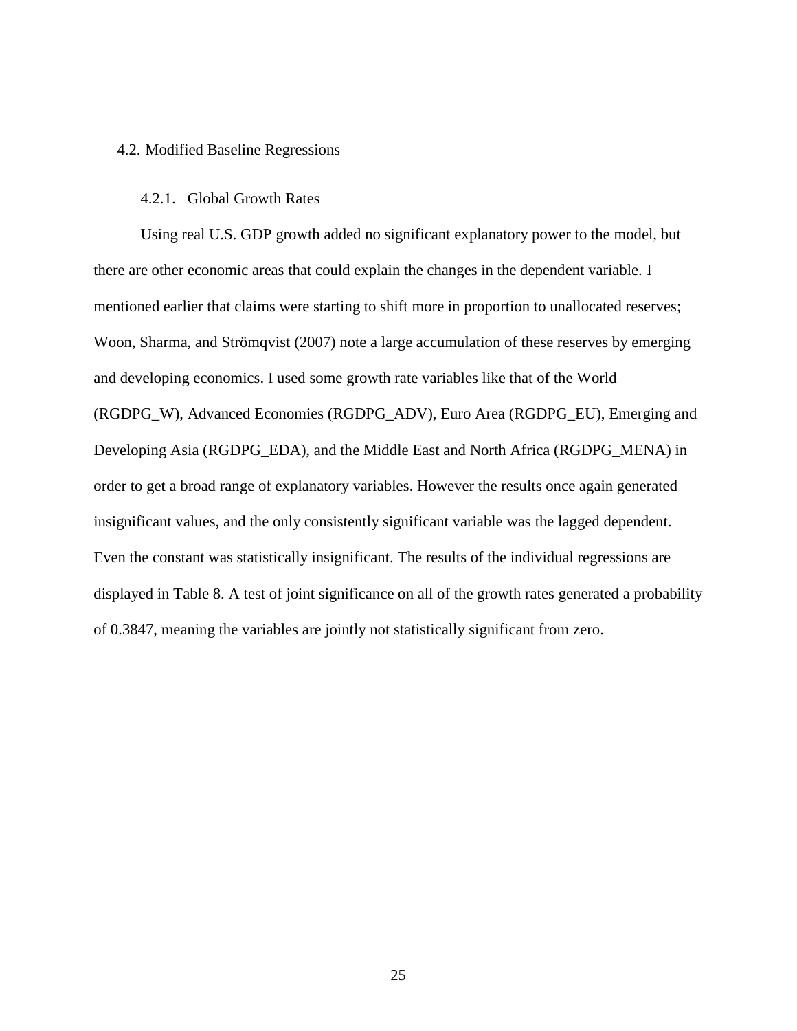## 4.2. Modified Baseline Regressions

### 4.2.1. Global Growth Rates

Using real U.S. GDP growth added no significant explanatory power to the model, but there are other economic areas that could explain the changes in the dependent variable. I mentioned earlier that claims were starting to shift more in proportion to unallocated reserves; Woon, Sharma, and Strömqvist (2007) note a large accumulation of these reserves by emerging and developing economics. I used some growth rate variables like that of the World (RGDPG_W), Advanced Economies (RGDPG_ADV), Euro Area (RGDPG_EU), Emerging and Developing Asia (RGDPG_EDA), and the Middle East and North Africa (RGDPG_MENA) in order to get a broad range of explanatory variables. However the results once again generated insignificant values, and the only consistently significant variable was the lagged dependent. Even the constant was statistically insignificant. The results of the individual regressions are displayed in Table 8. A test of joint significance on all of the growth rates generated a probability of 0.3847, meaning the variables are jointly not statistically significant from zero.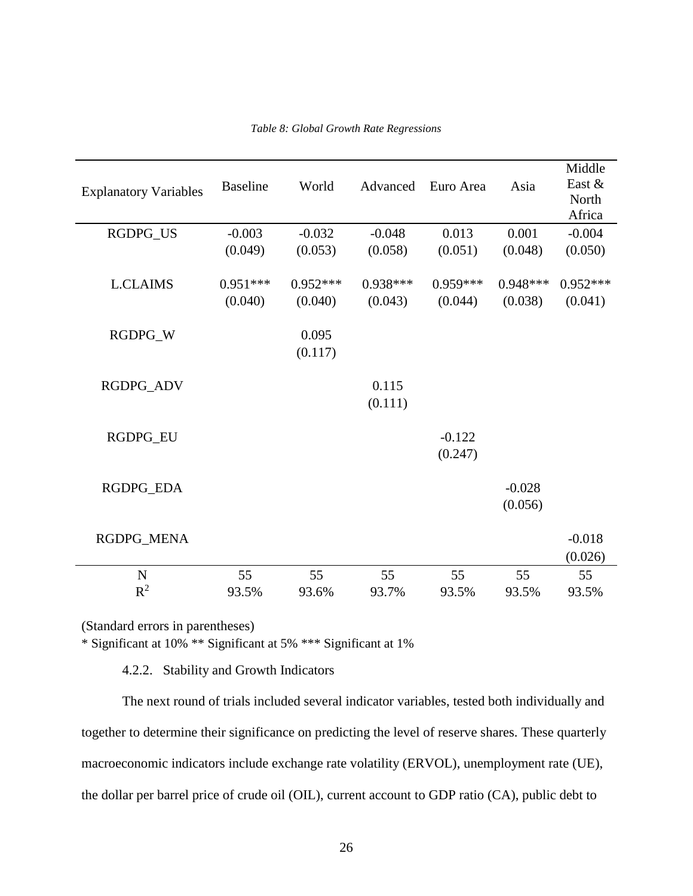*Table 8: Global Growth Rate Regressions*

| Explanatory Variables | Baseline | World | Advanced | Euro Area | Asia | Middle East & North Africa |
|---|---|---|---|---|---|---|
| RGDPG_US | -0.003 | -0.032 | -0.048 | 0.013 | 0.001 | -0.004 |
| | (0.049) | (0.053) | (0.058) | (0.051) | (0.048) | (0.050) |
| L.CLAIMS | 0.951*** | 0.952*** | 0.938*** | 0.959*** | 0.948*** | 0.952*** |
| | (0.040) | (0.040) | (0.043) | (0.044) | (0.038) | (0.041) |
| RGDPG_W | | 0.095 | | | | |
| | | (0.117) | | | | |
| RGDPG_ADV | | | 0.115 | | | |
| | | | (0.111) | | | |
| RGDPG_EU | | | | -0.122 | | |
| | | | | (0.247) | | |
| RGDPG_EDA | | | | | -0.028 | |
| | | | | | (0.056) | |
| RGDPG_MENA | | | | | | -0.018 |
| | | | | | | (0.026) |
| N | 55 | 55 | 55 | 55 | 55 | 55 |
| $R^2$ | 93.5% | 93.6% | 93.7% | 93.5% | 93.5% | 93.5% |

(Standard errors in parentheses)

* Significant at 10% ** Significant at 5% *** Significant at 1%

#### 4.2.2. Stability and Growth Indicators

The next round of trials included several indicator variables, tested both individually and together to determine their significance on predicting the level of reserve shares. These quarterly macroeconomic indicators include exchange rate volatility (ERVOL), unemployment rate (UE), the dollar per barrel price of crude oil (OIL), current account to GDP ratio (CA), public debt to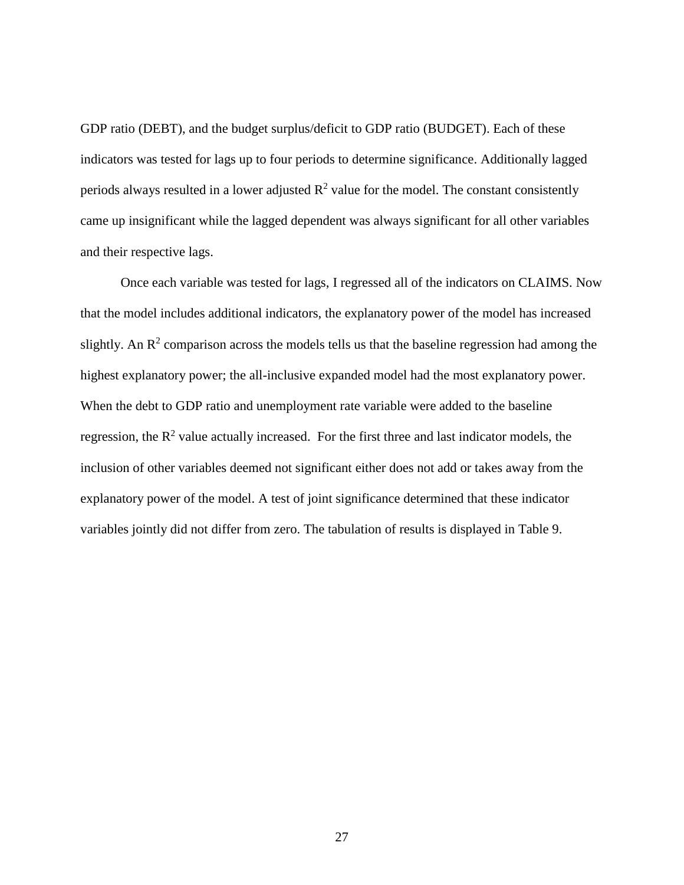GDP ratio (DEBT), and the budget surplus/deficit to GDP ratio (BUDGET). Each of these indicators was tested for lags up to four periods to determine significance. Additionally lagged periods always resulted in a lower adjusted $R^2$ value for the model. The constant consistently came up insignificant while the lagged dependent was always significant for all other variables and their respective lags.

Once each variable was tested for lags, I regressed all of the indicators on CLAIMS. Now that the model includes additional indicators, the explanatory power of the model has increased slightly. An $R^2$ comparison across the models tells us that the baseline regression had among the highest explanatory power; the all-inclusive expanded model had the most explanatory power. When the debt to GDP ratio and unemployment rate variable were added to the baseline regression, the $R^2$ value actually increased. For the first three and last indicator models, the inclusion of other variables deemed not significant either does not add or takes away from the explanatory power of the model. A test of joint significance determined that these indicator variables jointly did not differ from zero. The tabulation of results is displayed in Table 9.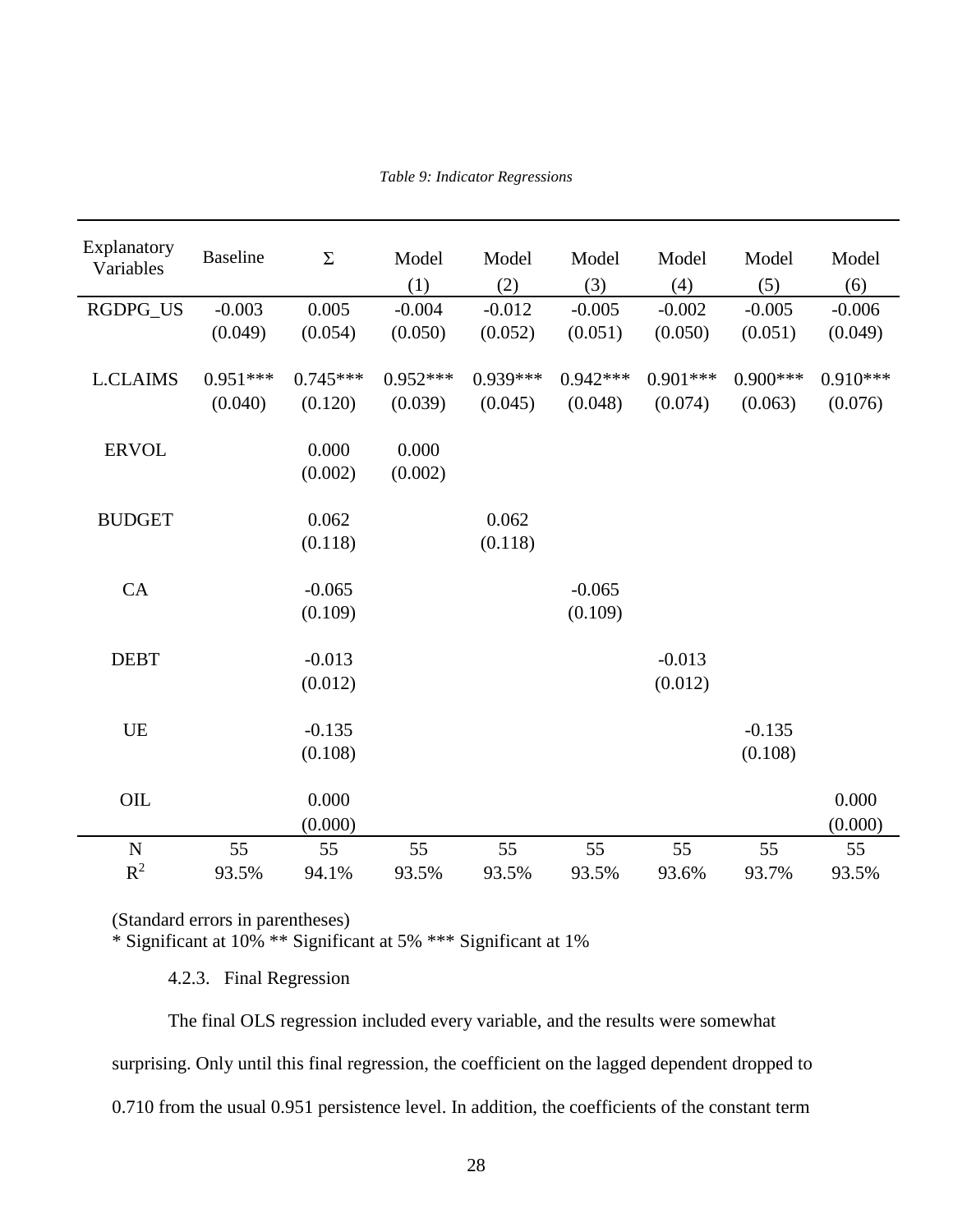*Table 9: Indicator Regressions*

| Explanatory Variables | Baseline | Σ | Model (1) | Model (2) | Model (3) | Model (4) | Model (5) | Model (6) |
|---|---|---|---|---|---|---|---|---|
| RGDPG_US | -0.003 | 0.005 | -0.004 | -0.012 | -0.005 | -0.002 | -0.005 | -0.006 |
| | (0.049) | (0.054) | (0.050) | (0.052) | (0.051) | (0.050) | (0.051) | (0.049) |
| L.CLAIMS | 0.951*** | 0.745*** | 0.952*** | 0.939*** | 0.942*** | 0.901*** | 0.900*** | 0.910*** |
| | (0.040) | (0.120) | (0.039) | (0.045) | (0.048) | (0.074) | (0.063) | (0.076) |
| ERVOL | | 0.000 | 0.000 | | | | | |
| | | (0.002) | (0.002) | | | | | |
| BUDGET | | 0.062 | | 0.062 | | | | |
| | | (0.118) | | (0.118) | | | | |
| CA | | -0.065 | | | -0.065 | | | |
| | | (0.109) | | | (0.109) | | | |
| DEBT | | -0.013 | | | | -0.013 | | |
| | | (0.012) | | | | (0.012) | | |
| UE | | -0.135 | | | | | -0.135 | |
| | | (0.108) | | | | | (0.108) | |
| OIL | | 0.000 | | | | | | 0.000 |
| | | (0.000) | | | | | | (0.000) |
| N | 55 | 55 | 55 | 55 | 55 | 55 | 55 | 55 |
| $R^2$ | 93.5% | 94.1% | 93.5% | 93.5% | 93.5% | 93.6% | 93.7% | 93.5% |

(Standard errors in parentheses)
* Significant at 10% ** Significant at 5% *** Significant at 1%

#### 4.2.3. Final Regression

The final OLS regression included every variable, and the results were somewhat surprising. Only until this final regression, the coefficient on the lagged dependent dropped to 0.710 from the usual 0.951 persistence level. In addition, the coefficients of the constant term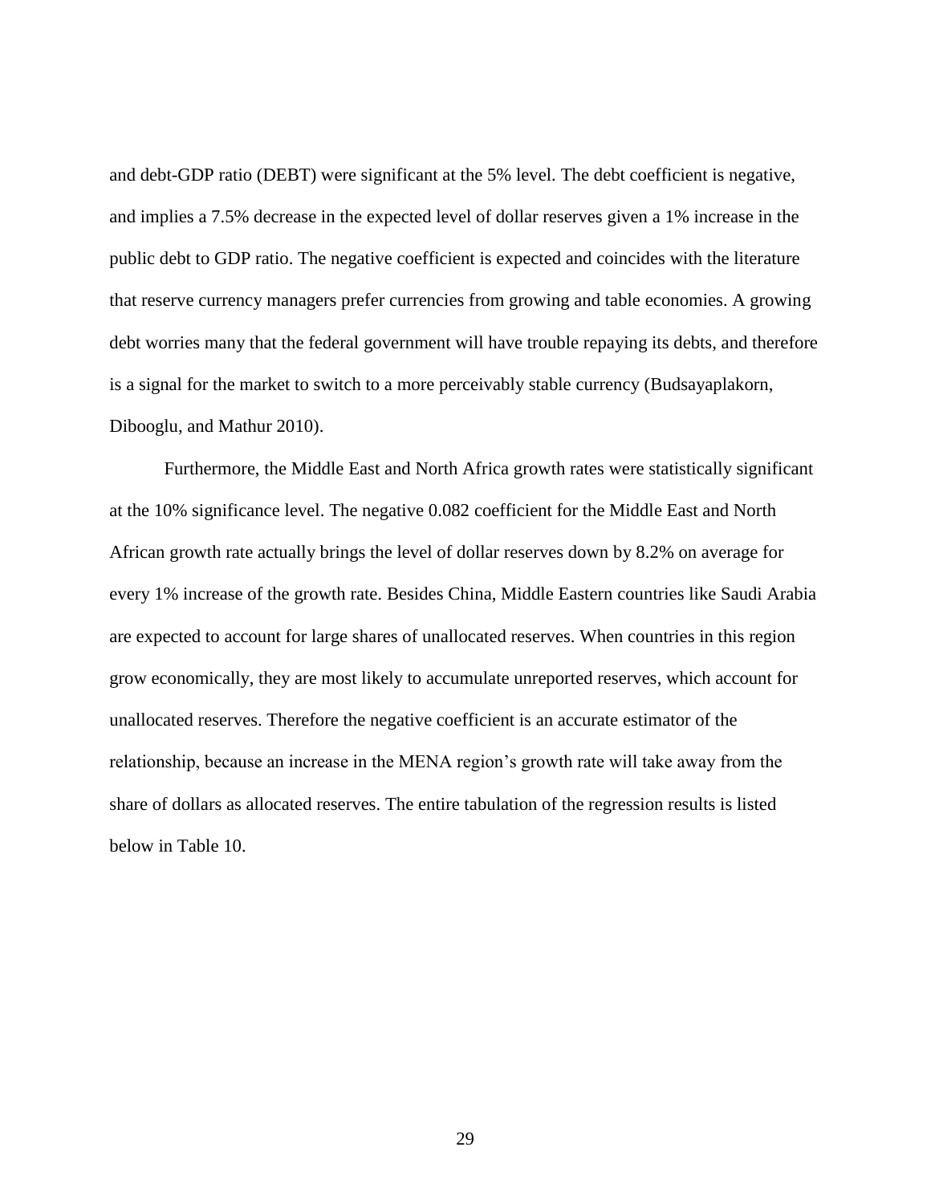and debt-GDP ratio (DEBT) were significant at the 5% level. The debt coefficient is negative, and implies a 7.5% decrease in the expected level of dollar reserves given a 1% increase in the public debt to GDP ratio. The negative coefficient is expected and coincides with the literature that reserve currency managers prefer currencies from growing and table economies. A growing debt worries many that the federal government will have trouble repaying its debts, and therefore is a signal for the market to switch to a more perceivably stable currency (Budsayaplakorn, Dibooglu, and Mathur 2010).

Furthermore, the Middle East and North Africa growth rates were statistically significant at the 10% significance level. The negative 0.082 coefficient for the Middle East and North African growth rate actually brings the level of dollar reserves down by 8.2% on average for every 1% increase of the growth rate. Besides China, Middle Eastern countries like Saudi Arabia are expected to account for large shares of unallocated reserves. When countries in this region grow economically, they are most likely to accumulate unreported reserves, which account for unallocated reserves. Therefore the negative coefficient is an accurate estimator of the relationship, because an increase in the MENA region's growth rate will take away from the share of dollars as allocated reserves. The entire tabulation of the regression results is listed below in Table 10.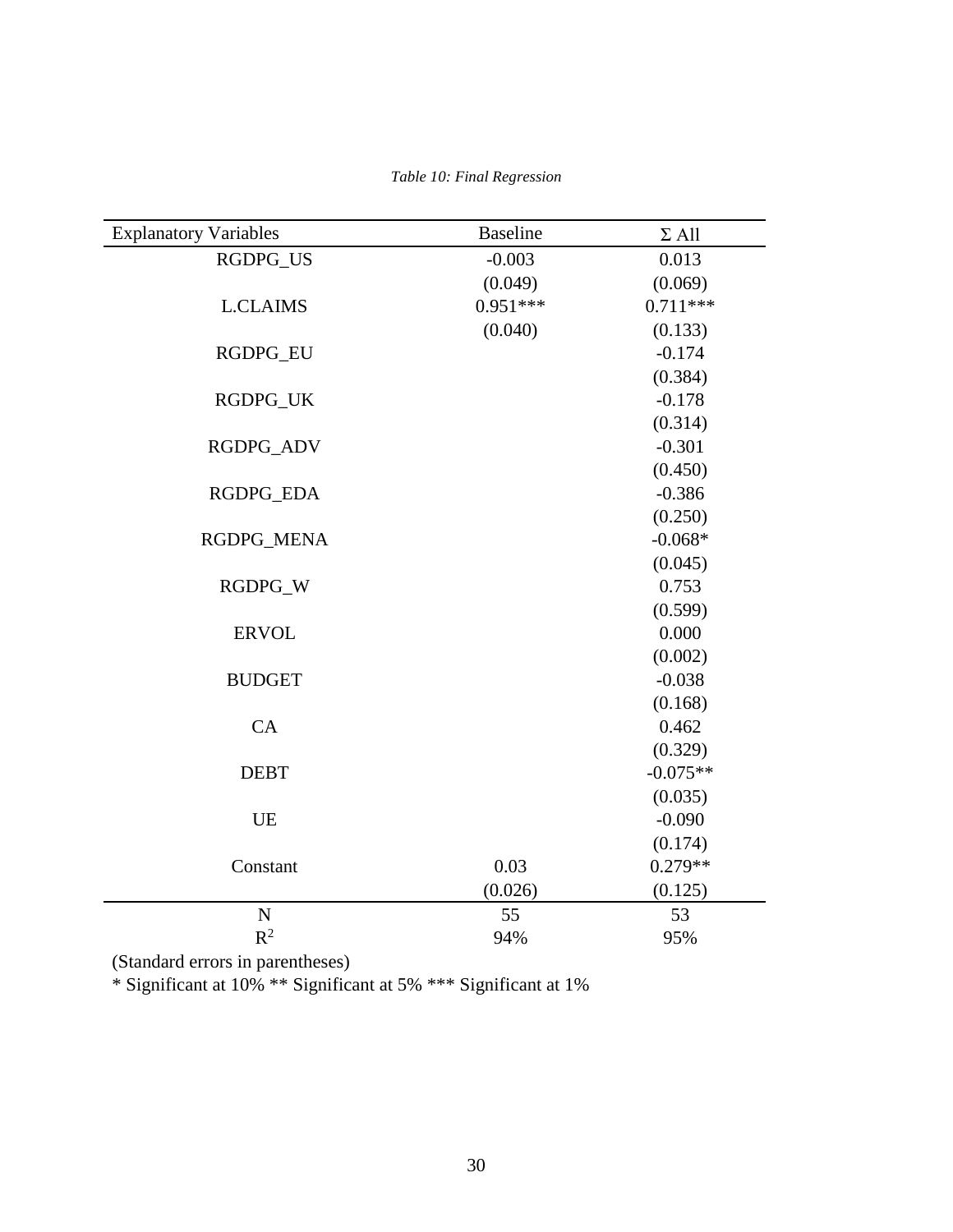*Table 10: Final Regression*

| Explanatory Variables | Baseline | Σ All |
|---|---|---|
| RGDPG_US | -0.003 | 0.013 |
| | (0.049) | (0.069) |
| L.CLAIMS | 0.951*** | 0.711*** |
| | (0.040) | (0.133) |
| RGDPG_EU | | -0.174 |
| | | (0.384) |
| RGDPG_UK | | -0.178 |
| | | (0.314) |
| RGDPG_ADV | | -0.301 |
| | | (0.450) |
| RGDPG_EDA | | -0.386 |
| | | (0.250) |
| RGDPG_MENA | | -0.068* |
| | | (0.045) |
| RGDPG_W | | 0.753 |
| | | (0.599) |
| ERVOL | | 0.000 |
| | | (0.002) |
| BUDGET | | -0.038 |
| | | (0.168) |
| CA | | 0.462 |
| | | (0.329) |
| DEBT | | -0.075** |
| | | (0.035) |
| UE | | -0.090 |
| | | (0.174) |
| Constant | 0.03 | 0.279** |
| | (0.026) | (0.125) |
| N | 55 | 53 |
| $R^2$ | 94% | 95% |

(Standard errors in parentheses)

* Significant at 10% ** Significant at 5% *** Significant at 1%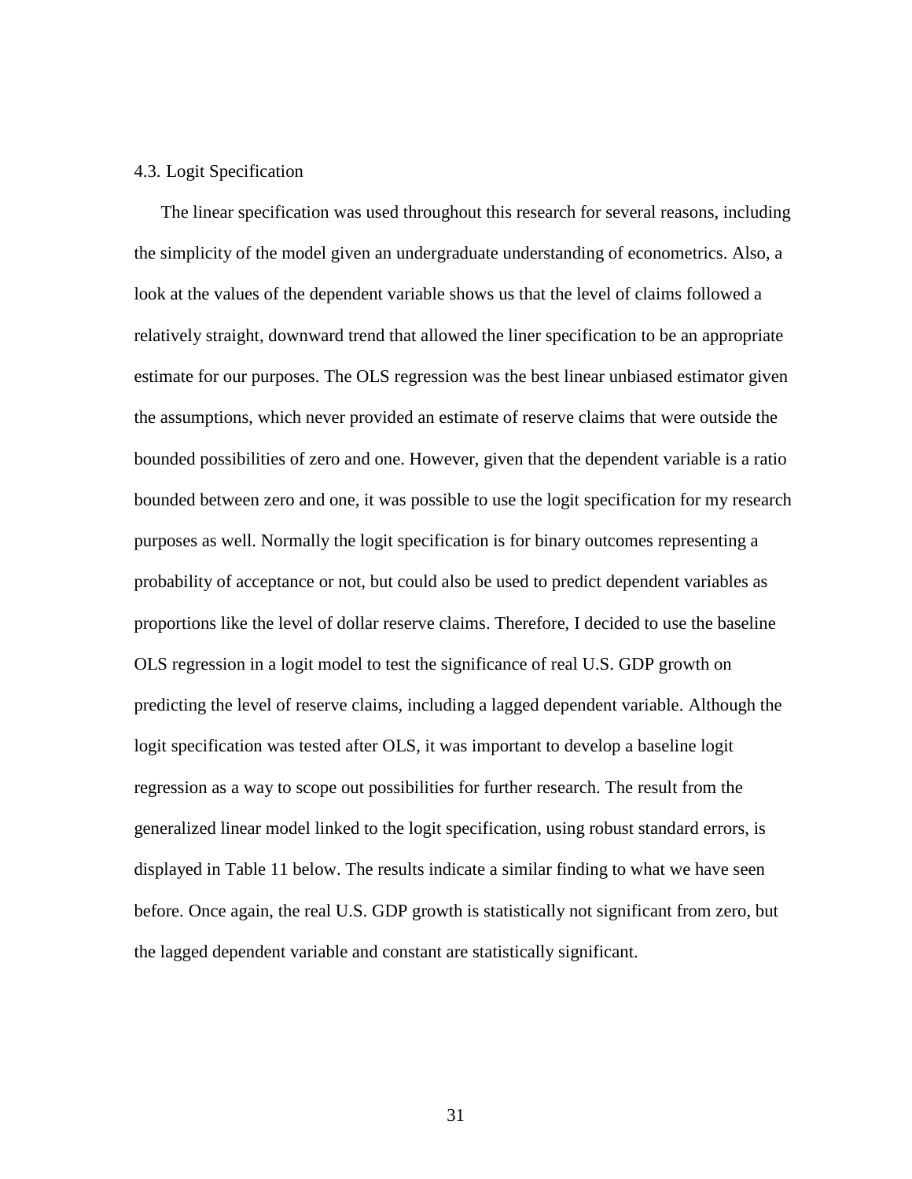### 4.3. Logit Specification

The linear specification was used throughout this research for several reasons, including the simplicity of the model given an undergraduate understanding of econometrics. Also, a look at the values of the dependent variable shows us that the level of claims followed a relatively straight, downward trend that allowed the liner specification to be an appropriate estimate for our purposes. The OLS regression was the best linear unbiased estimator given the assumptions, which never provided an estimate of reserve claims that were outside the bounded possibilities of zero and one. However, given that the dependent variable is a ratio bounded between zero and one, it was possible to use the logit specification for my research purposes as well. Normally the logit specification is for binary outcomes representing a probability of acceptance or not, but could also be used to predict dependent variables as proportions like the level of dollar reserve claims. Therefore, I decided to use the baseline OLS regression in a logit model to test the significance of real U.S. GDP growth on predicting the level of reserve claims, including a lagged dependent variable. Although the logit specification was tested after OLS, it was important to develop a baseline logit regression as a way to scope out possibilities for further research. The result from the generalized linear model linked to the logit specification, using robust standard errors, is displayed in Table 11 below. The results indicate a similar finding to what we have seen before. Once again, the real U.S. GDP growth is statistically not significant from zero, but the lagged dependent variable and constant are statistically significant.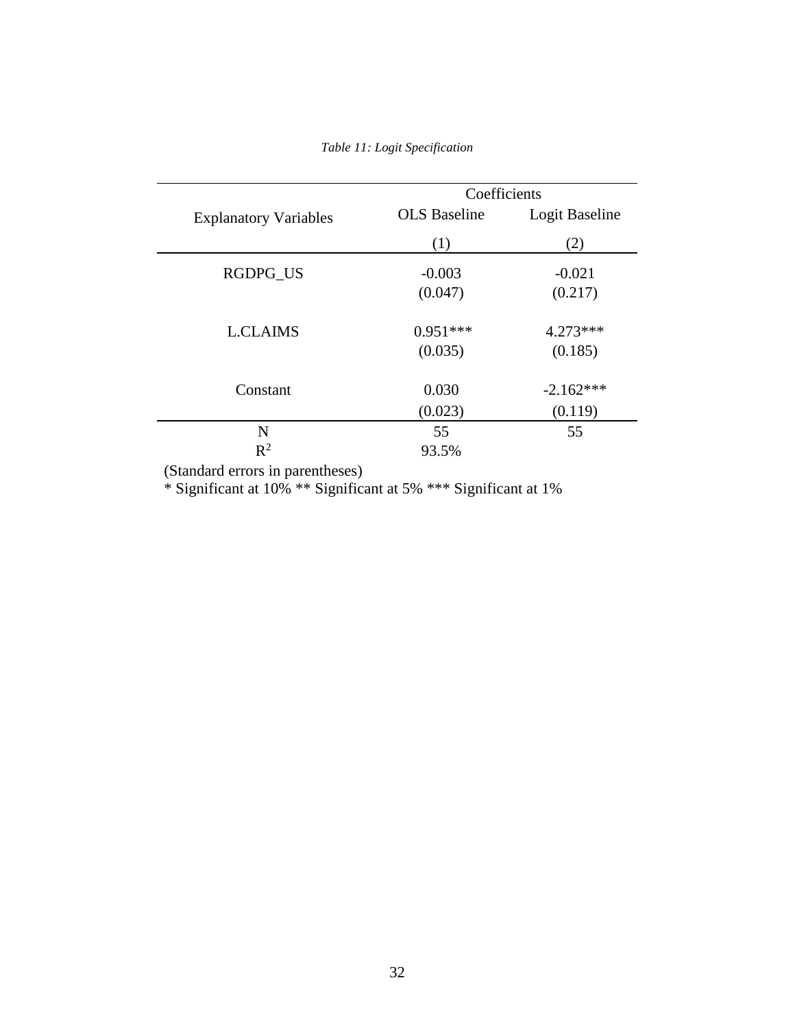*Table 11: Logit Specification*

| Explanatory Variables | Coefficients | |
|---|---|---|
| | OLS Baseline | Logit Baseline |
| | (1) | (2) |
| RGDPG_US | -0.003 | -0.021 |
| | (0.047) | (0.217) |
| L.CLAIMS | 0.951*** | 4.273*** |
| | (0.035) | (0.185) |
| Constant | 0.030 | -2.162*** |
| | (0.023) | (0.119) |
| N | 55 | 55 |
| $R^2$ | 93.5% | |

(Standard errors in parentheses)
* Significant at 10% ** Significant at 5% *** Significant at 1%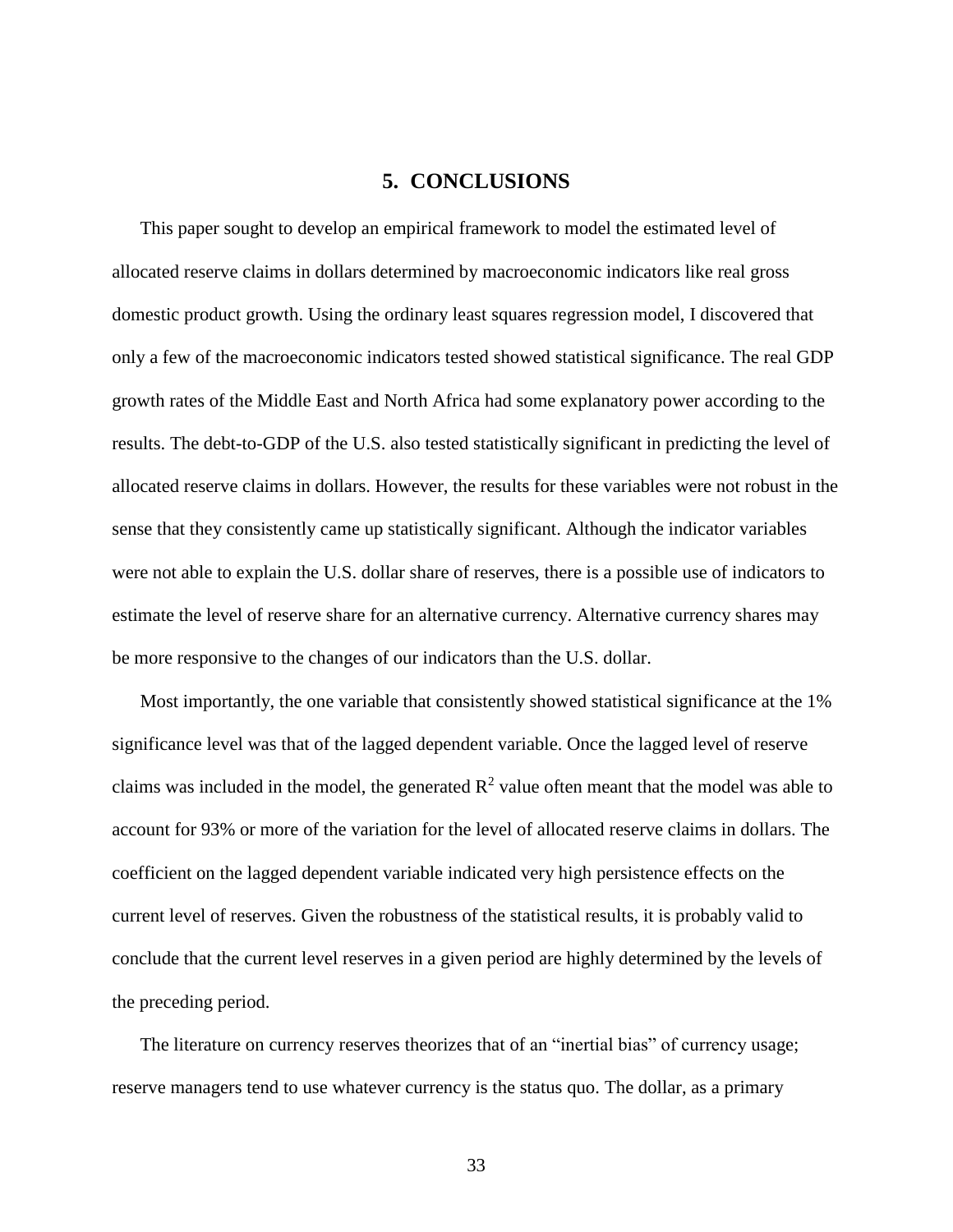## 5. CONCLUSIONS

This paper sought to develop an empirical framework to model the estimated level of allocated reserve claims in dollars determined by macroeconomic indicators like real gross domestic product growth. Using the ordinary least squares regression model, I discovered that only a few of the macroeconomic indicators tested showed statistical significance. The real GDP growth rates of the Middle East and North Africa had some explanatory power according to the results. The debt-to-GDP of the U.S. also tested statistically significant in predicting the level of allocated reserve claims in dollars. However, the results for these variables were not robust in the sense that they consistently came up statistically significant. Although the indicator variables were not able to explain the U.S. dollar share of reserves, there is a possible use of indicators to estimate the level of reserve share for an alternative currency. Alternative currency shares may be more responsive to the changes of our indicators than the U.S. dollar.

Most importantly, the one variable that consistently showed statistical significance at the 1% significance level was that of the lagged dependent variable. Once the lagged level of reserve claims was included in the model, the generated $R^2$ value often meant that the model was able to account for 93% or more of the variation for the level of allocated reserve claims in dollars. The coefficient on the lagged dependent variable indicated very high persistence effects on the current level of reserves. Given the robustness of the statistical results, it is probably valid to conclude that the current level reserves in a given period are highly determined by the levels of the preceding period.

The literature on currency reserves theorizes that of an "inertial bias" of currency usage; reserve managers tend to use whatever currency is the status quo. The dollar, as a primary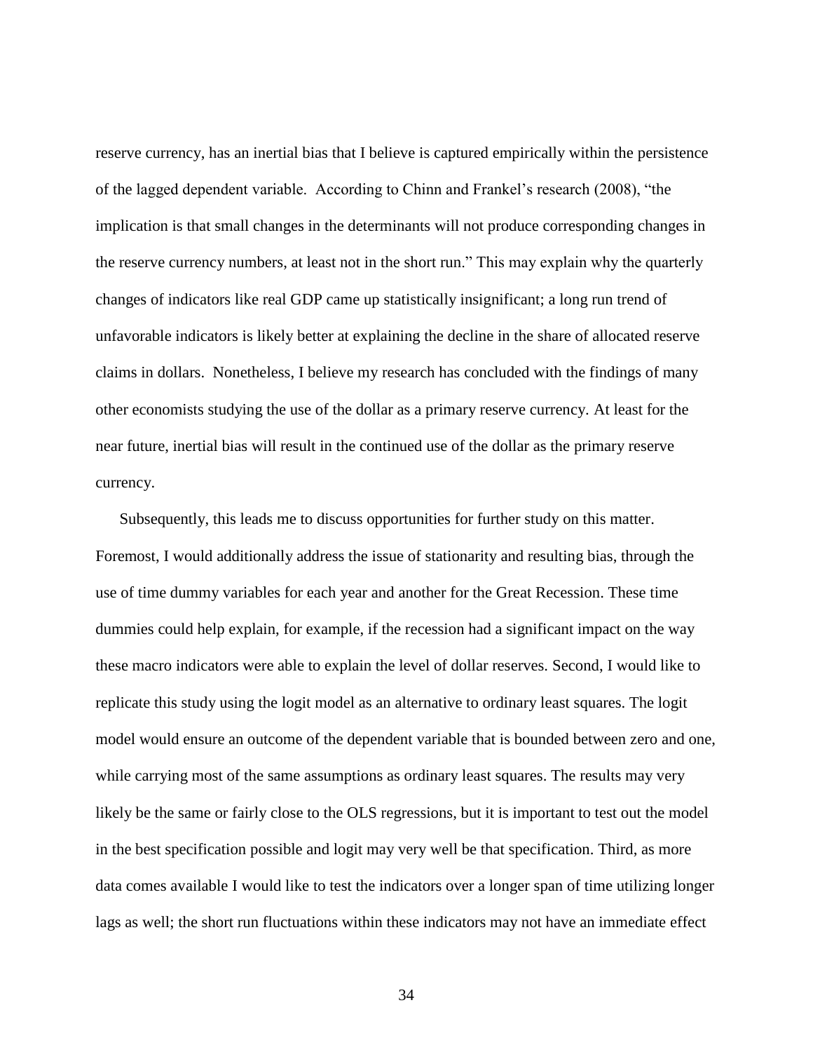reserve currency, has an inertial bias that I believe is captured empirically within the persistence of the lagged dependent variable. According to Chinn and Frankel's research (2008), "the implication is that small changes in the determinants will not produce corresponding changes in the reserve currency numbers, at least not in the short run." This may explain why the quarterly changes of indicators like real GDP came up statistically insignificant; a long run trend of unfavorable indicators is likely better at explaining the decline in the share of allocated reserve claims in dollars. Nonetheless, I believe my research has concluded with the findings of many other economists studying the use of the dollar as a primary reserve currency. At least for the near future, inertial bias will result in the continued use of the dollar as the primary reserve currency.

Subsequently, this leads me to discuss opportunities for further study on this matter. Foremost, I would additionally address the issue of stationarity and resulting bias, through the use of time dummy variables for each year and another for the Great Recession. These time dummies could help explain, for example, if the recession had a significant impact on the way these macro indicators were able to explain the level of dollar reserves. Second, I would like to replicate this study using the logit model as an alternative to ordinary least squares. The logit model would ensure an outcome of the dependent variable that is bounded between zero and one, while carrying most of the same assumptions as ordinary least squares. The results may very likely be the same or fairly close to the OLS regressions, but it is important to test out the model in the best specification possible and logit may very well be that specification. Third, as more data comes available I would like to test the indicators over a longer span of time utilizing longer lags as well; the short run fluctuations within these indicators may not have an immediate effect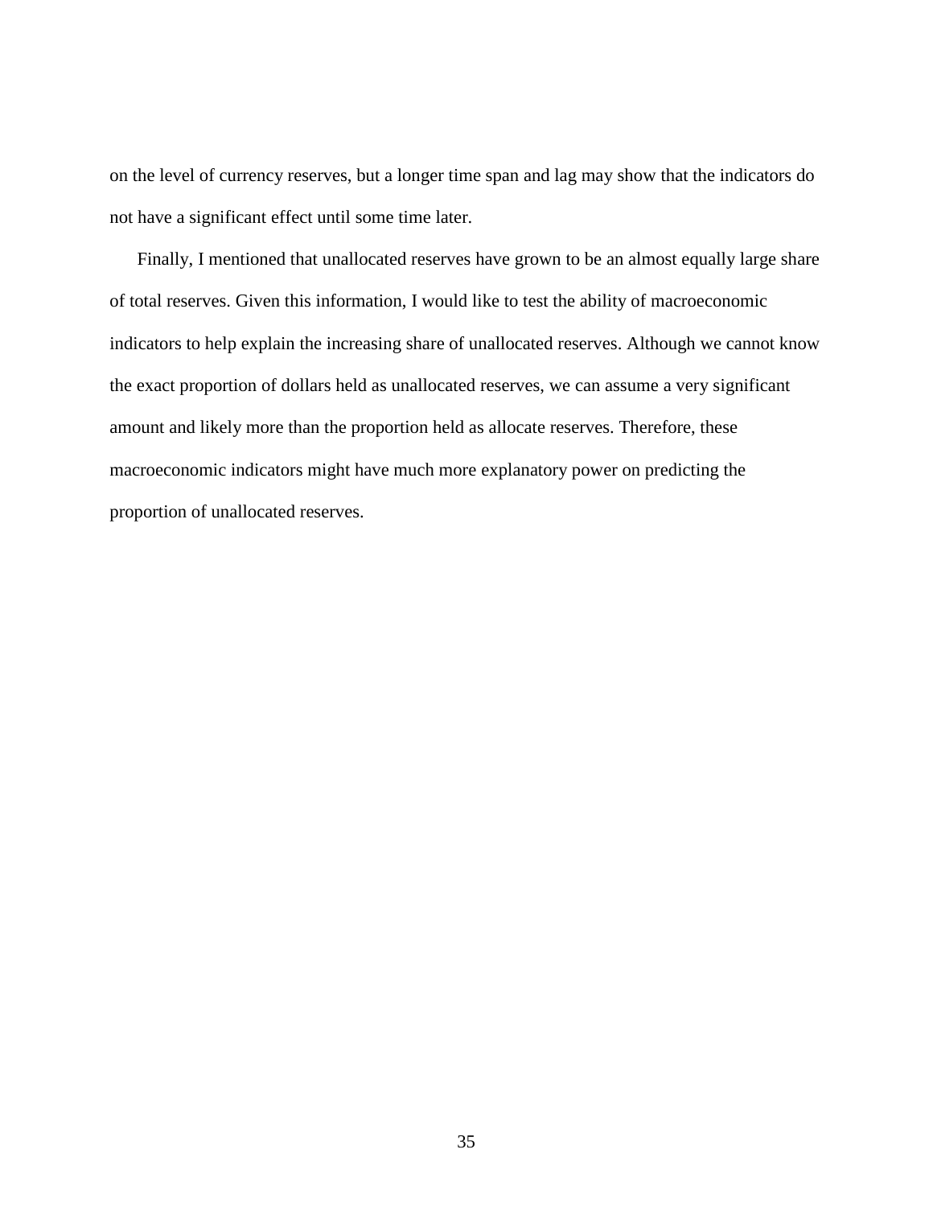on the level of currency reserves, but a longer time span and lag may show that the indicators do not have a significant effect until some time later.

Finally, I mentioned that unallocated reserves have grown to be an almost equally large share of total reserves. Given this information, I would like to test the ability of macroeconomic indicators to help explain the increasing share of unallocated reserves. Although we cannot know the exact proportion of dollars held as unallocated reserves, we can assume a very significant amount and likely more than the proportion held as allocate reserves. Therefore, these macroeconomic indicators might have much more explanatory power on predicting the proportion of unallocated reserves.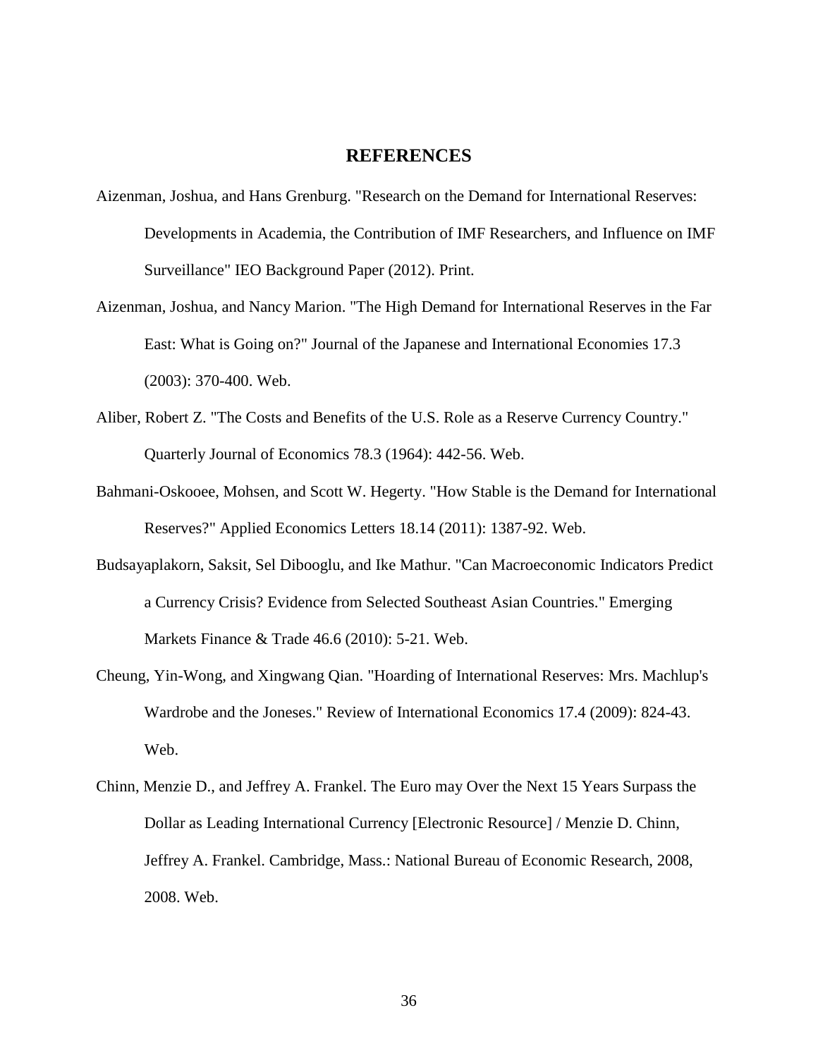# REFERENCES

Aizenman, Joshua, and Hans Grenburg. "Research on the Demand for International Reserves: Developments in Academia, the Contribution of IMF Researchers, and Influence on IMF Surveillance" IEO Background Paper (2012). Print.

Aizenman, Joshua, and Nancy Marion. "The High Demand for International Reserves in the Far East: What is Going on?" Journal of the Japanese and International Economies 17.3 (2003): 370-400. Web.

Aliber, Robert Z. "The Costs and Benefits of the U.S. Role as a Reserve Currency Country." Quarterly Journal of Economics 78.3 (1964): 442-56. Web.

Bahmani-Oskooee, Mohsen, and Scott W. Hegerty. "How Stable is the Demand for International Reserves?" Applied Economics Letters 18.14 (2011): 1387-92. Web.

Budsayaplakorn, Saksit, Sel Dibooglu, and Ike Mathur. "Can Macroeconomic Indicators Predict a Currency Crisis? Evidence from Selected Southeast Asian Countries." Emerging Markets Finance & Trade 46.6 (2010): 5-21. Web.

Cheung, Yin-Wong, and Xingwang Qian. "Hoarding of International Reserves: Mrs. Machlup's Wardrobe and the Joneses." Review of International Economics 17.4 (2009): 824-43. Web.

Chinn, Menzie D., and Jeffrey A. Frankel. The Euro may Over the Next 15 Years Surpass the Dollar as Leading International Currency [Electronic Resource] / Menzie D. Chinn, Jeffrey A. Frankel. Cambridge, Mass.: National Bureau of Economic Research, 2008, 2008. Web.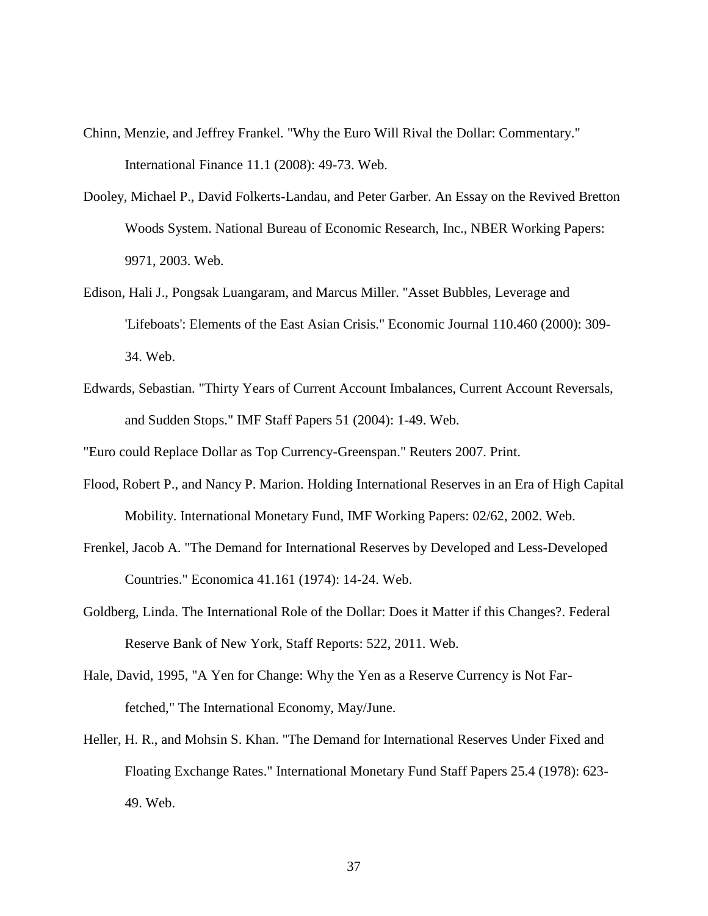Chinn, Menzie, and Jeffrey Frankel. "Why the Euro Will Rival the Dollar: Commentary." International Finance 11.1 (2008): 49-73. Web.

Dooley, Michael P., David Folkerts-Landau, and Peter Garber. An Essay on the Revived Bretton Woods System. National Bureau of Economic Research, Inc., NBER Working Papers: 9971, 2003. Web.

Edison, Hali J., Pongsak Luangaram, and Marcus Miller. "Asset Bubbles, Leverage and 'Lifeboats': Elements of the East Asian Crisis." Economic Journal 110.460 (2000): 309-34. Web.

Edwards, Sebastian. "Thirty Years of Current Account Imbalances, Current Account Reversals, and Sudden Stops." IMF Staff Papers 51 (2004): 1-49. Web.

"Euro could Replace Dollar as Top Currency-Greenspan." Reuters 2007. Print.

Flood, Robert P., and Nancy P. Marion. Holding International Reserves in an Era of High Capital Mobility. International Monetary Fund, IMF Working Papers: 02/62, 2002. Web.

Frenkel, Jacob A. "The Demand for International Reserves by Developed and Less-Developed Countries." Economica 41.161 (1974): 14-24. Web.

Goldberg, Linda. The International Role of the Dollar: Does it Matter if this Changes?. Federal Reserve Bank of New York, Staff Reports: 522, 2011. Web.

Hale, David, 1995, "A Yen for Change: Why the Yen as a Reserve Currency is Not Far-fetched," The International Economy, May/June.

Heller, H. R., and Mohsin S. Khan. "The Demand for International Reserves Under Fixed and Floating Exchange Rates." International Monetary Fund Staff Papers 25.4 (1978): 623-49. Web.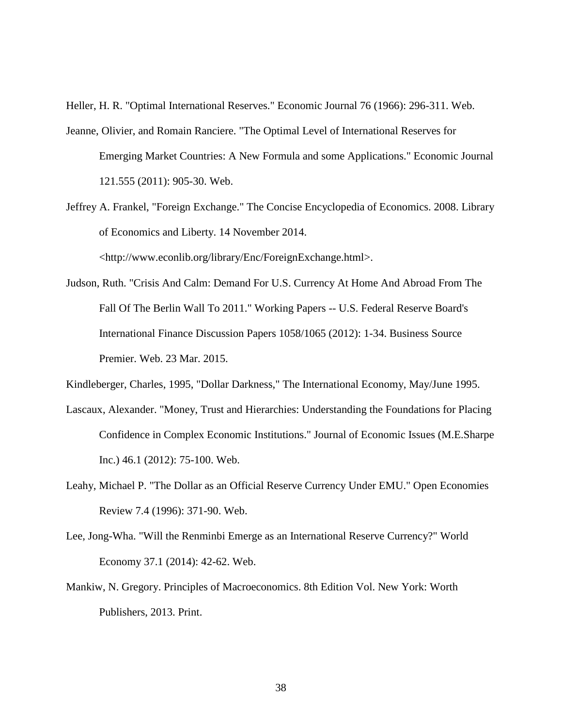Heller, H. R. "Optimal International Reserves." Economic Journal 76 (1966): 296-311. Web.

Jeanne, Olivier, and Romain Ranciere. "The Optimal Level of International Reserves for Emerging Market Countries: A New Formula and some Applications." Economic Journal 121.555 (2011): 905-30. Web.

Jeffrey A. Frankel, "Foreign Exchange." The Concise Encyclopedia of Economics. 2008. Library of Economics and Liberty. 14 November 2014. <http://www.econlib.org/library/Enc/ForeignExchange.html>.

Judson, Ruth. "Crisis And Calm: Demand For U.S. Currency At Home And Abroad From The Fall Of The Berlin Wall To 2011." Working Papers -- U.S. Federal Reserve Board's International Finance Discussion Papers 1058/1065 (2012): 1-34. Business Source Premier. Web. 23 Mar. 2015.

Kindleberger, Charles, 1995, "Dollar Darkness," The International Economy, May/June 1995.

Lascaux, Alexander. "Money, Trust and Hierarchies: Understanding the Foundations for Placing Confidence in Complex Economic Institutions." Journal of Economic Issues (M.E.Sharpe Inc.) 46.1 (2012): 75-100. Web.

Leahy, Michael P. "The Dollar as an Official Reserve Currency Under EMU." Open Economies Review 7.4 (1996): 371-90. Web.

Lee, Jong-Wha. "Will the Renminbi Emerge as an International Reserve Currency?" World Economy 37.1 (2014): 42-62. Web.

Mankiw, N. Gregory. Principles of Macroeconomics. 8th Edition Vol. New York: Worth Publishers, 2013. Print.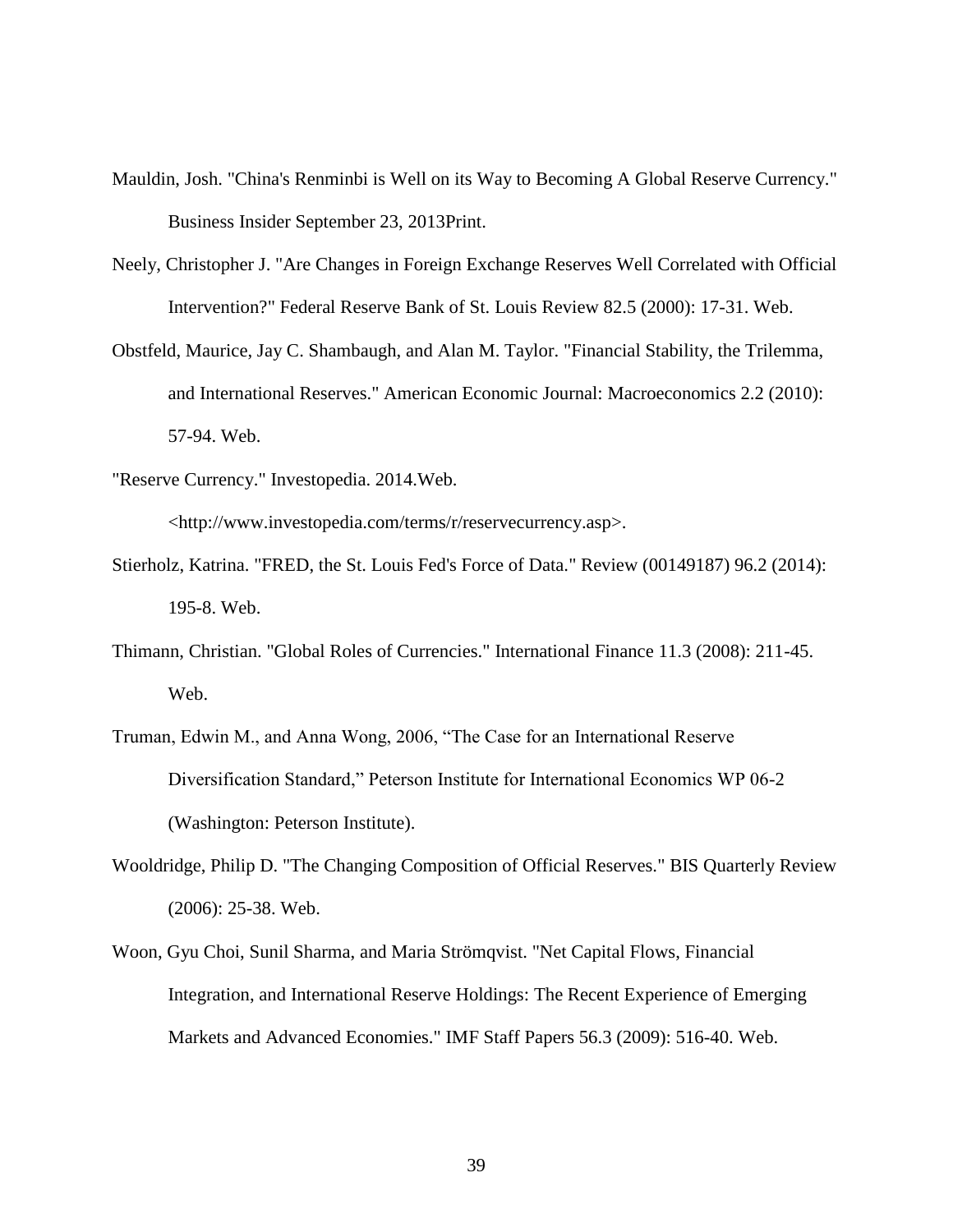Mauldin, Josh. "China's Renminbi is Well on its Way to Becoming A Global Reserve Currency." Business Insider September 23, 2013Print.

Neely, Christopher J. "Are Changes in Foreign Exchange Reserves Well Correlated with Official Intervention?" Federal Reserve Bank of St. Louis Review 82.5 (2000): 17-31. Web.

Obstfeld, Maurice, Jay C. Shambaugh, and Alan M. Taylor. "Financial Stability, the Trilemma, and International Reserves." American Economic Journal: Macroeconomics 2.2 (2010): 57-94. Web.

"Reserve Currency." Investopedia. 2014.Web. <http://www.investopedia.com/terms/r/reservecurrency.asp>.

Stierholz, Katrina. "FRED, the St. Louis Fed's Force of Data." Review (00149187) 96.2 (2014): 195-8. Web.

Thimann, Christian. "Global Roles of Currencies." International Finance 11.3 (2008): 211-45. Web.

Truman, Edwin M., and Anna Wong, 2006, "The Case for an International Reserve Diversification Standard," Peterson Institute for International Economics WP 06-2 (Washington: Peterson Institute).

Wooldridge, Philip D. "The Changing Composition of Official Reserves." BIS Quarterly Review (2006): 25-38. Web.

Woon, Gyu Choi, Sunil Sharma, and Maria Strömqvist. "Net Capital Flows, Financial Integration, and International Reserve Holdings: The Recent Experience of Emerging Markets and Advanced Economies." IMF Staff Papers 56.3 (2009): 516-40. Web.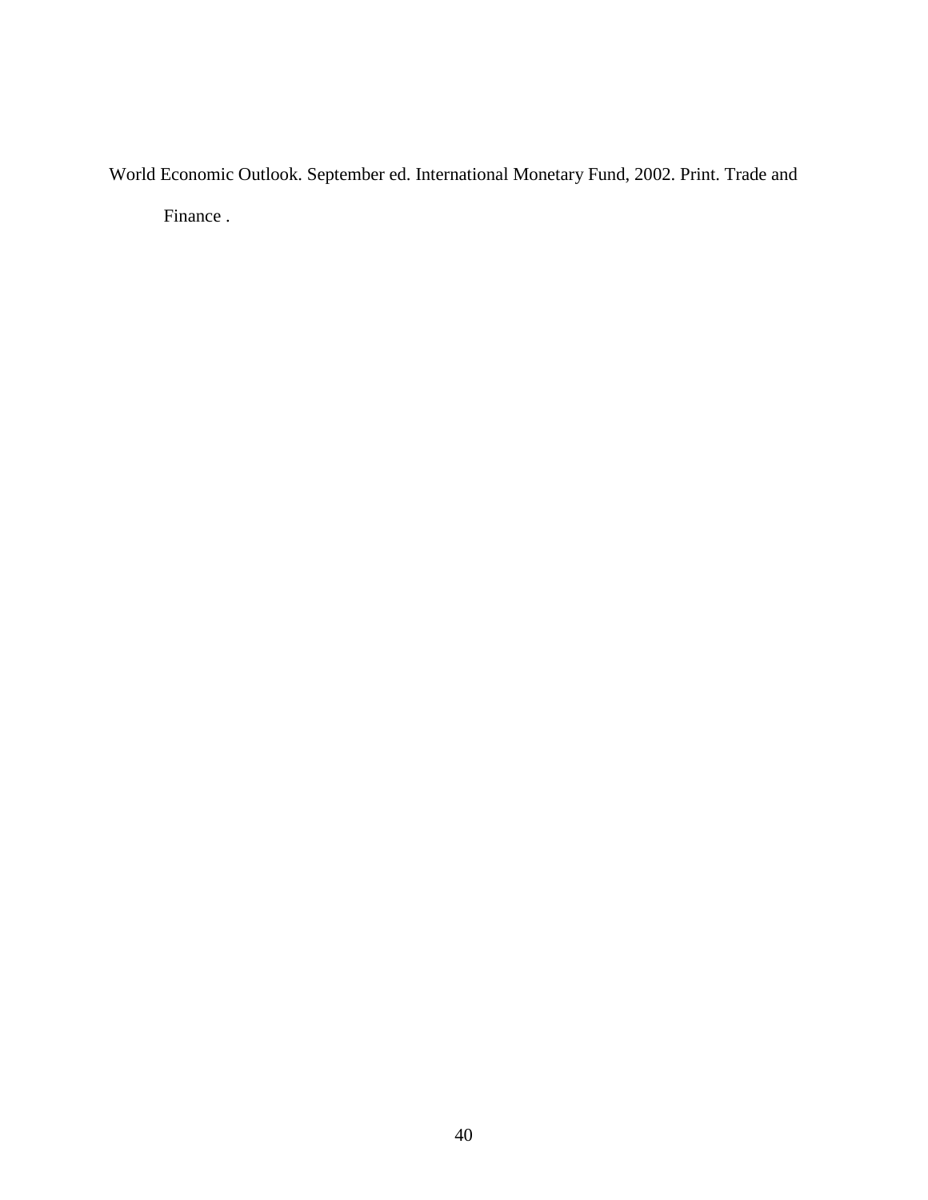World Economic Outlook. September ed. International Monetary Fund, 2002. Print. Trade and Finance .